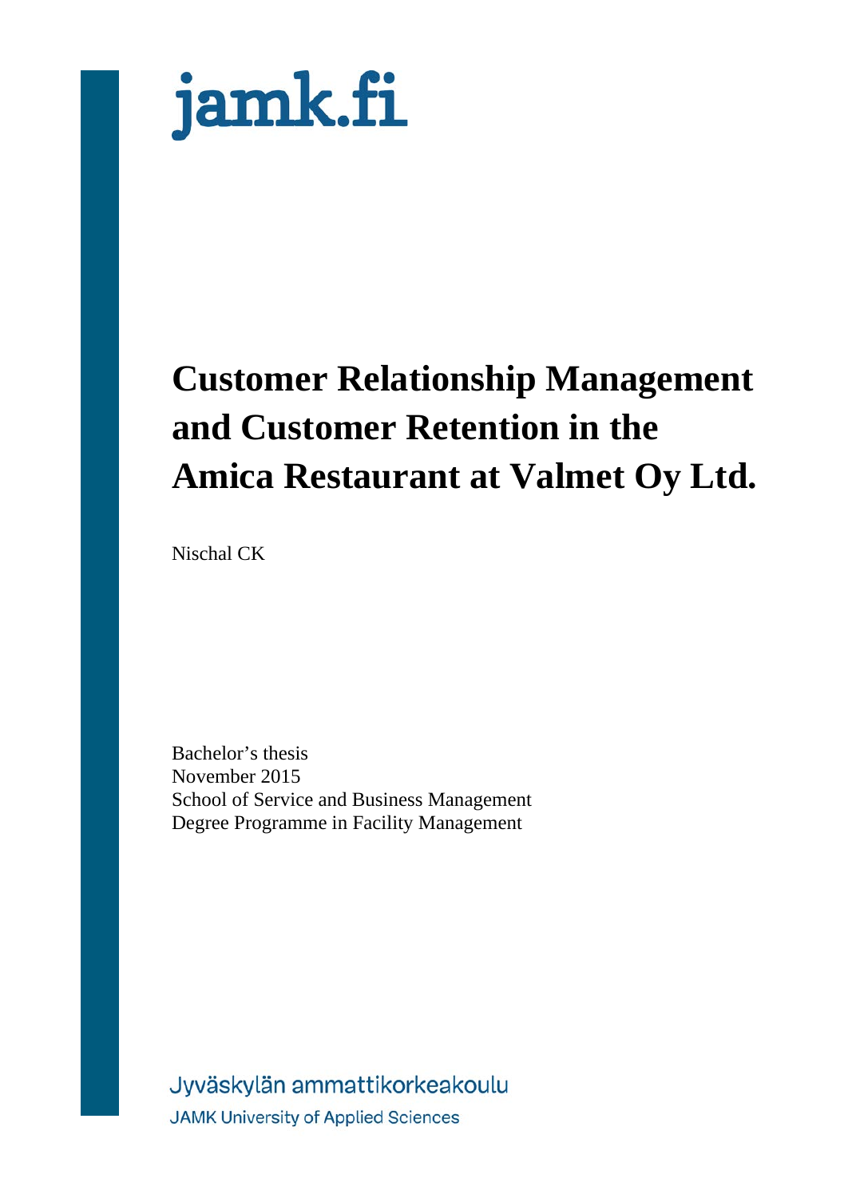jamk.fi

# Customer Relationship Management and Customer Retention in the Amica Restaurant at Valmet Oy Ltd.

Nischal CK

Bachelor's thesis
November 2015
School of Service and Business Management
Degree Programme in Facility Management

Jyväskylän ammattikorkeakoulu
JAMK University of Applied Sciences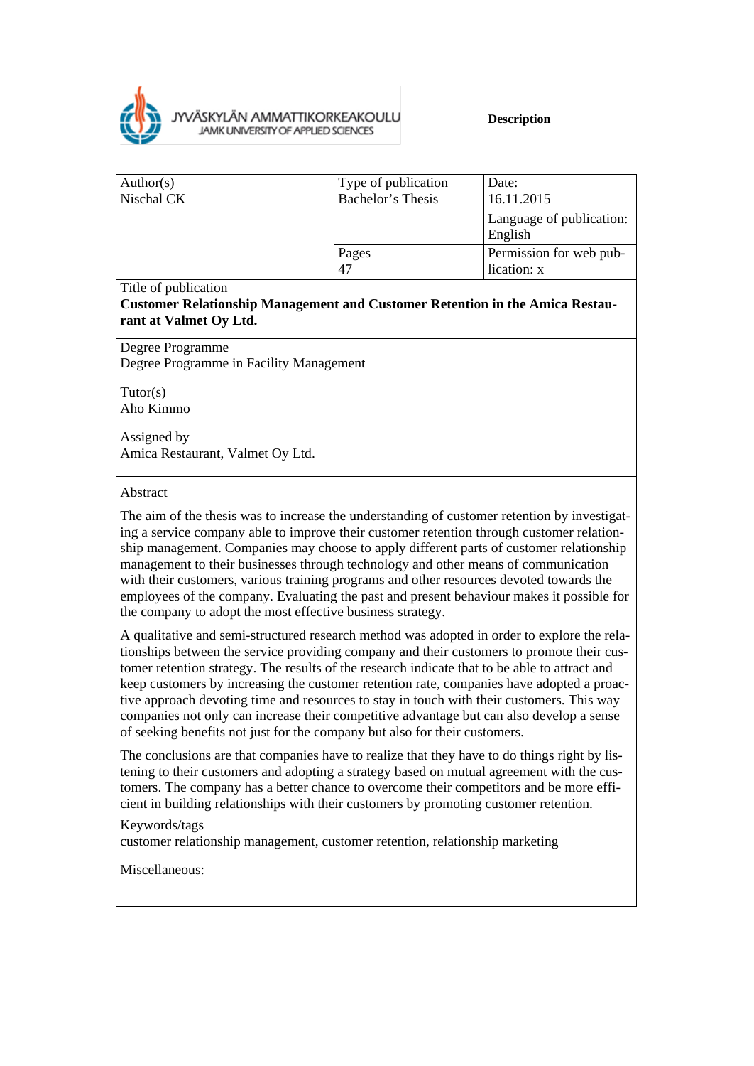JYVÄSKYLÄN AMMATTIKORKEAKOULU
JAMK UNIVERSITY OF APPLIED SCIENCES

**Description**

| Author(s) | Type of publication | Date: |
|---|---|---|
| Nischal CK | Bachelor's Thesis | 16.11.2015 |
| | | Language of publication: English |
| | Pages 47 | Permission for web publication: x |

Title of publication
**Customer Relationship Management and Customer Retention in the Amica Restaurant at Valmet Oy Ltd.**

Degree Programme
Degree Programme in Facility Management

Tutor(s)
Aho Kimmo

Assigned by
Amica Restaurant, Valmet Oy Ltd.

Abstract

The aim of the thesis was to increase the understanding of customer retention by investigating a service company able to improve their customer retention through customer relationship management. Companies may choose to apply different parts of customer relationship management to their businesses through technology and other means of communication with their customers, various training programs and other resources devoted towards the employees of the company. Evaluating the past and present behaviour makes it possible for the company to adopt the most effective business strategy.

A qualitative and semi-structured research method was adopted in order to explore the relationships between the service providing company and their customers to promote their customer retention strategy. The results of the research indicate that to be able to attract and keep customers by increasing the customer retention rate, companies have adopted a proactive approach devoting time and resources to stay in touch with their customers. This way companies not only can increase their competitive advantage but can also develop a sense of seeking benefits not just for the company but also for their customers.

The conclusions are that companies have to realize that they have to do things right by listening to their customers and adopting a strategy based on mutual agreement with the customers. The company has a better chance to overcome their competitors and be more efficient in building relationships with their customers by promoting customer retention.

Keywords/tags
customer relationship management, customer retention, relationship marketing

Miscellaneous: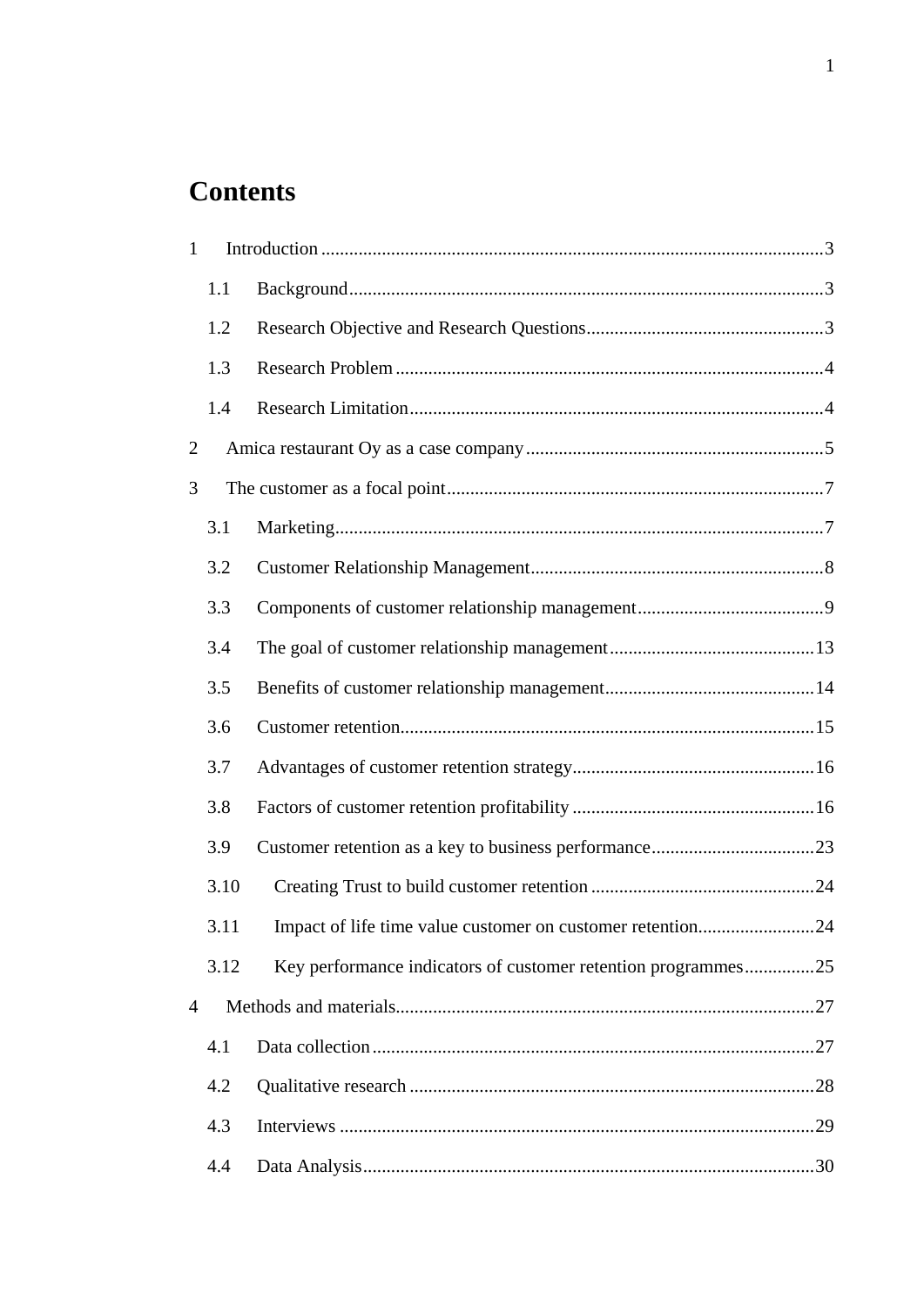# Contents

1 Introduction ........................................................................................................3

1.1 Background....................................................................................................3

1.2 Research Objective and Research Questions..................................................3

1.3 Research Problem ..........................................................................................4

1.4 Research Limitation........................................................................................4

2 Amica restaurant Oy as a case company ...............................................................5

3 The customer as a focal point................................................................................7

3.1 Marketing........................................................................................................7

3.2 Customer Relationship Management..............................................................8

3.3 Components of customer relationship management........................................9

3.4 The goal of customer relationship management............................................13

3.5 Benefits of customer relationship management............................................14

3.6 Customer retention........................................................................................15

3.7 Advantages of customer retention strategy...................................................16

3.8 Factors of customer retention profitability ...................................................16

3.9 Customer retention as a key to business performance...................................23

3.10 Creating Trust to build customer retention ................................................24

3.11 Impact of life time value customer on customer retention.........................24

3.12 Key performance indicators of customer retention programmes...............25

4 Methods and materials.........................................................................................27

4.1 Data collection ..............................................................................................27

4.2 Qualitative research ......................................................................................28

4.3 Interviews .....................................................................................................29

4.4 Data Analysis................................................................................................30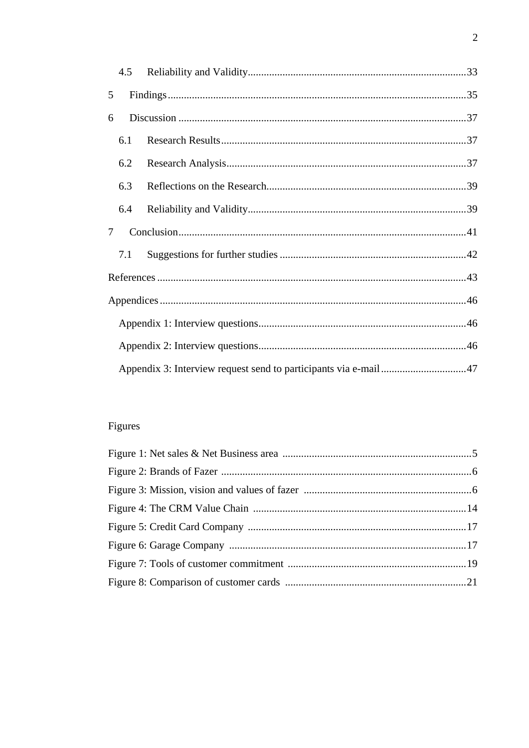4.5 Reliability and Validity ........................................................................ 33

5 Findings ........................................................................................................ 35

6 Discussion ................................................................................................... 37

6.1 Research Results ........................................................................................ 37

6.2 Research Analysis ....................................................................................... 37

6.3 Reflections on the Research ....................................................................... 39

6.4 Reliability and Validity ............................................................................... 39

7 Conclusion ................................................................................................... 41

7.1 Suggestions for further studies ................................................................... 42

References ........................................................................................................ 43

Appendices ....................................................................................................... 46

Appendix 1: Interview questions ...................................................................... 46

Appendix 2: Interview questions ...................................................................... 46

Appendix 3: Interview request send to participants via e-mail ......................... 47

Figures

Figure 1: Net sales & Net Business area ............................................................ 5

Figure 2: Brands of Fazer .................................................................................. 6

Figure 3: Mission, vision and values of fazer .................................................... 6

Figure 4: The CRM Value Chain ...................................................................... 14

Figure 5: Credit Card Company ....................................................................... 17

Figure 6: Garage Company .............................................................................. 17

Figure 7: Tools of customer commitment ........................................................ 19

Figure 8: Comparison of customer cards ......................................................... 21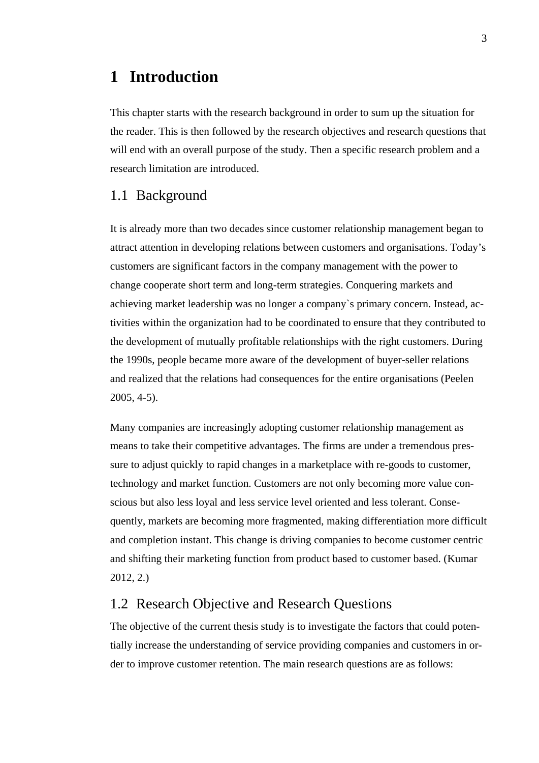# 1 Introduction

This chapter starts with the research background in order to sum up the situation for the reader. This is then followed by the research objectives and research questions that will end with an overall purpose of the study. Then a specific research problem and a research limitation are introduced.

## 1.1 Background

It is already more than two decades since customer relationship management began to attract attention in developing relations between customers and organisations. Today's customers are significant factors in the company management with the power to change cooperate short term and long-term strategies. Conquering markets and achieving market leadership was no longer a company`s primary concern. Instead, activities within the organization had to be coordinated to ensure that they contributed to the development of mutually profitable relationships with the right customers. During the 1990s, people became more aware of the development of buyer-seller relations and realized that the relations had consequences for the entire organisations (Peelen 2005, 4-5).

Many companies are increasingly adopting customer relationship management as means to take their competitive advantages. The firms are under a tremendous pressure to adjust quickly to rapid changes in a marketplace with re-goods to customer, technology and market function. Customers are not only becoming more value conscious but also less loyal and less service level oriented and less tolerant. Consequently, markets are becoming more fragmented, making differentiation more difficult and completion instant. This change is driving companies to become customer centric and shifting their marketing function from product based to customer based. (Kumar 2012, 2.)

## 1.2 Research Objective and Research Questions

The objective of the current thesis study is to investigate the factors that could potentially increase the understanding of service providing companies and customers in order to improve customer retention. The main research questions are as follows: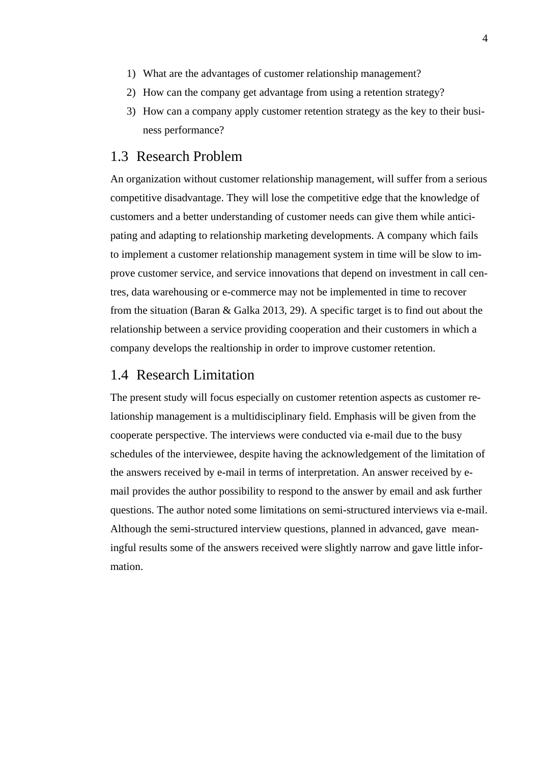1) What are the advantages of customer relationship management?
2) How can the company get advantage from using a retention strategy?
3) How can a company apply customer retention strategy as the key to their business performance?

## 1.3 Research Problem

An organization without customer relationship management, will suffer from a serious competitive disadvantage. They will lose the competitive edge that the knowledge of customers and a better understanding of customer needs can give them while anticipating and adapting to relationship marketing developments. A company which fails to implement a customer relationship management system in time will be slow to improve customer service, and service innovations that depend on investment in call centres, data warehousing or e-commerce may not be implemented in time to recover from the situation (Baran & Galka 2013, 29). A specific target is to find out about the relationship between a service providing cooperation and their customers in which a company develops the realtionship in order to improve customer retention.

## 1.4 Research Limitation

The present study will focus especially on customer retention aspects as customer relationship management is a multidisciplinary field. Emphasis will be given from the cooperate perspective. The interviews were conducted via e-mail due to the busy schedules of the interviewee, despite having the acknowledgement of the limitation of the answers received by e-mail in terms of interpretation. An answer received by e-mail provides the author possibility to respond to the answer by email and ask further questions. The author noted some limitations on semi-structured interviews via e-mail. Although the semi-structured interview questions, planned in advanced, gave meaningful results some of the answers received were slightly narrow and gave little information.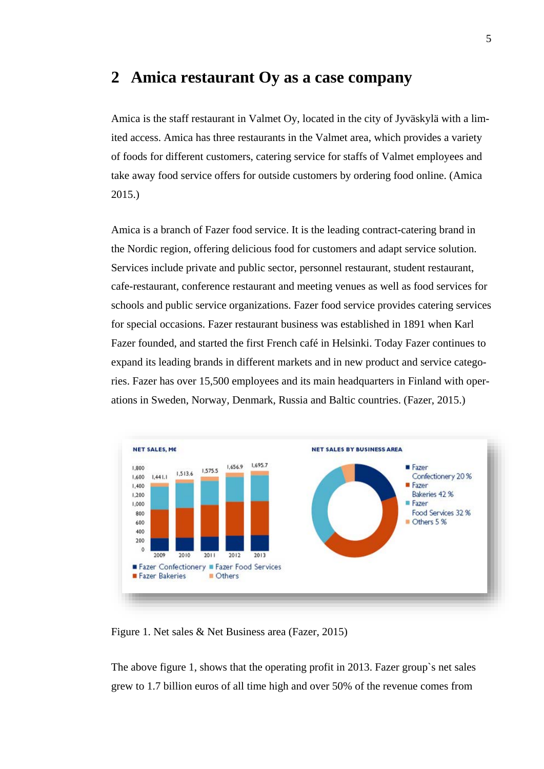# 2 Amica restaurant Oy as a case company

Amica is the staff restaurant in Valmet Oy, located in the city of Jyväskylä with a limited access. Amica has three restaurants in the Valmet area, which provides a variety of foods for different customers, catering service for staffs of Valmet employees and take away food service offers for outside customers by ordering food online. (Amica 2015.)

Amica is a branch of Fazer food service. It is the leading contract-catering brand in the Nordic region, offering delicious food for customers and adapt service solution. Services include private and public sector, personnel restaurant, student restaurant, cafe-restaurant, conference restaurant and meeting venues as well as food services for schools and public service organizations. Fazer food service provides catering services for special occasions. Fazer restaurant business was established in 1891 when Karl Fazer founded, and started the first French café in Helsinki. Today Fazer continues to expand its leading brands in different markets and in new product and service categories. Fazer has over 15,500 employees and its main headquarters in Finland with operations in Sweden, Norway, Denmark, Russia and Baltic countries. (Fazer, 2015.)

Figure 1. Net sales & Net Business area (Fazer, 2015)

The above figure 1, shows that the operating profit in 2013. Fazer group`s net sales grew to 1.7 billion euros of all time high and over 50% of the revenue comes from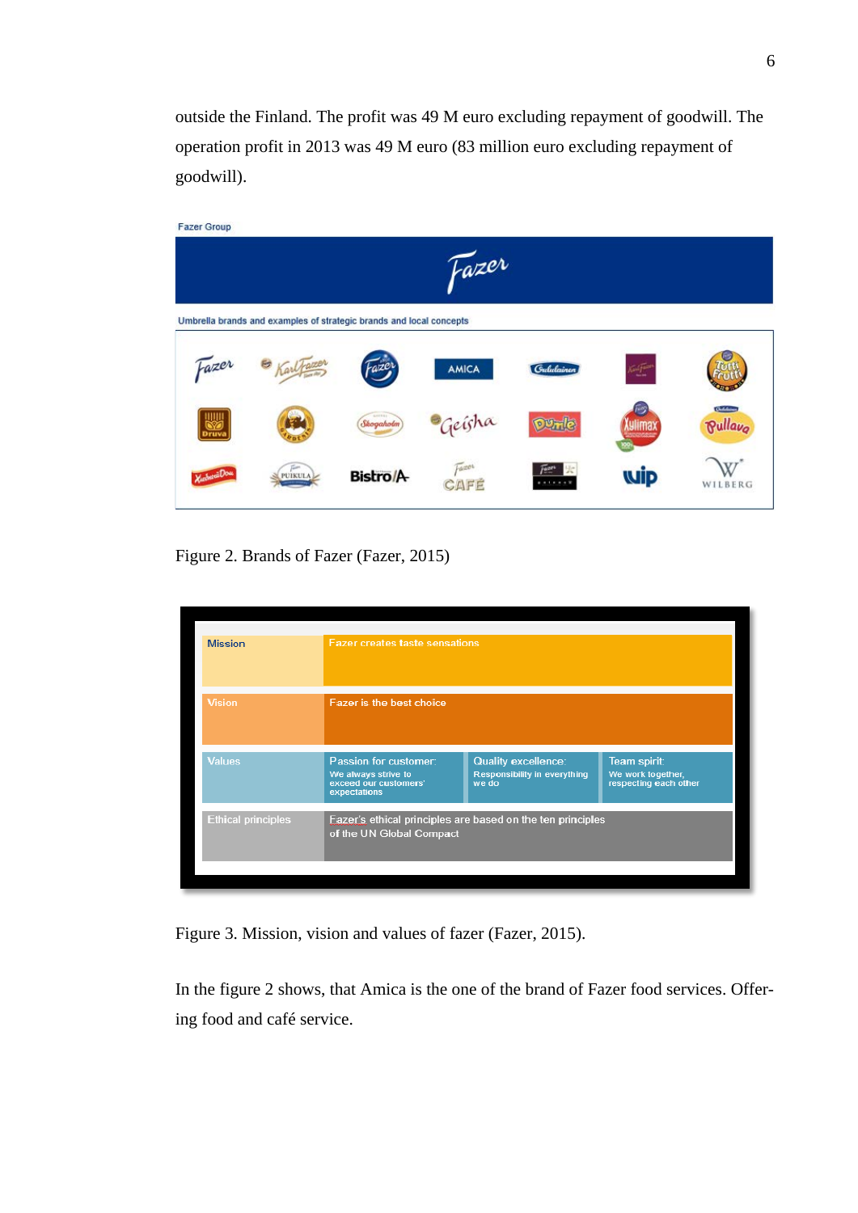outside the Finland. The profit was 49 M euro excluding repayment of goodwill. The operation profit in 2013 was 49 M euro (83 million euro excluding repayment of goodwill).

Figure 2. Brands of Fazer (Fazer, 2015)

| Mission | Fazer creates taste sensations | | |
|---|---|---|---|
| Vision | Fazer is the best choice | | |
| Values | Passion for customer: We always strive to exceed our customers' expectations | Quality excellence: Responsibility in everything we do | Team spirit: We work together, respecting each other |
| Ethical principles | Fazer's ethical principles are based on the ten principles of the UN Global Compact | | |

Figure 3. Mission, vision and values of fazer (Fazer, 2015).

In the figure 2 shows, that Amica is the one of the brand of Fazer food services. Offering food and café service.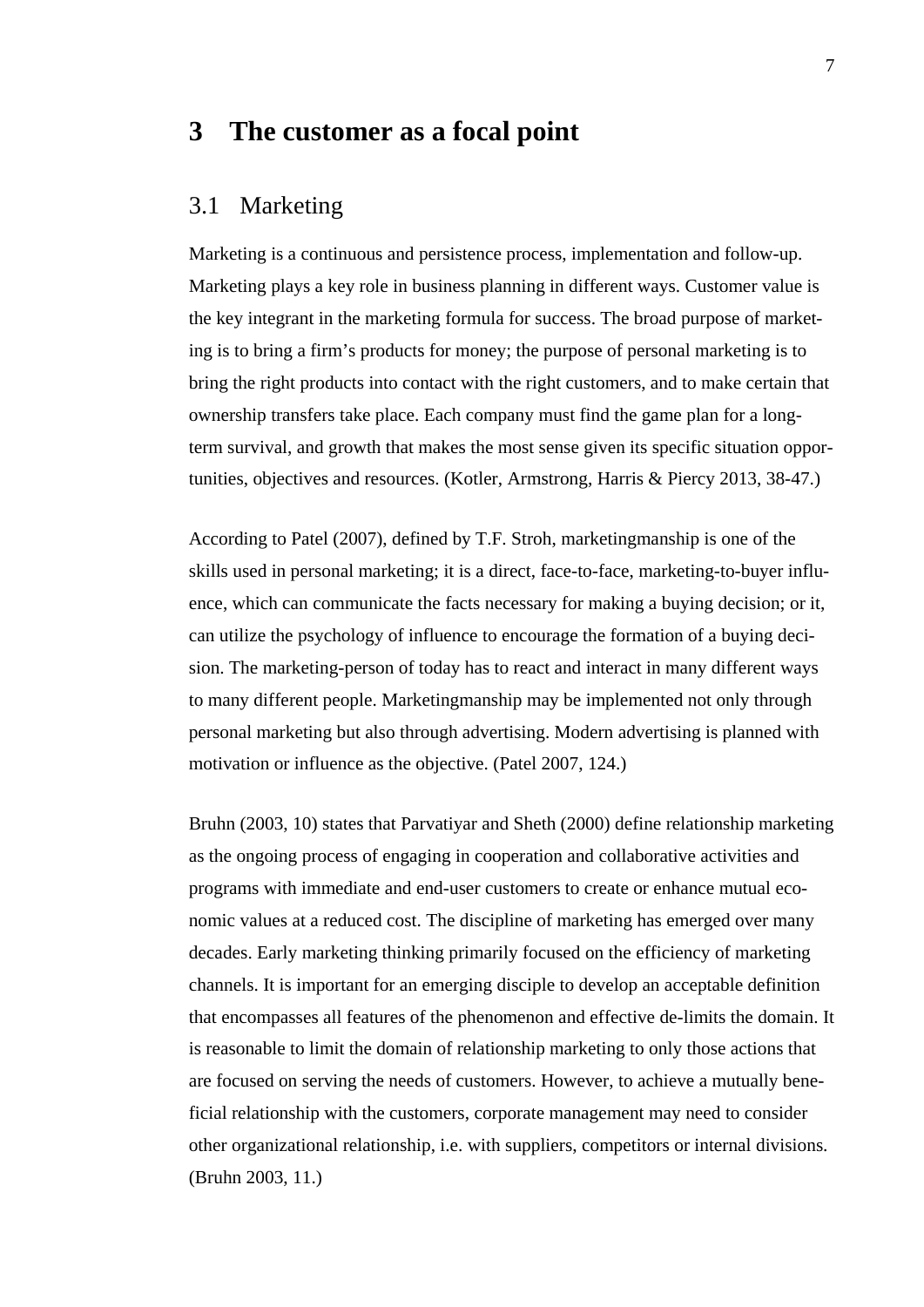# 3 The customer as a focal point

## 3.1 Marketing

Marketing is a continuous and persistence process, implementation and follow-up. Marketing plays a key role in business planning in different ways. Customer value is the key integrant in the marketing formula for success. The broad purpose of marketing is to bring a firm's products for money; the purpose of personal marketing is to bring the right products into contact with the right customers, and to make certain that ownership transfers take place. Each company must find the game plan for a long-term survival, and growth that makes the most sense given its specific situation opportunities, objectives and resources. (Kotler, Armstrong, Harris & Piercy 2013, 38-47.)

According to Patel (2007), defined by T.F. Stroh, marketingmanship is one of the skills used in personal marketing; it is a direct, face-to-face, marketing-to-buyer influence, which can communicate the facts necessary for making a buying decision; or it, can utilize the psychology of influence to encourage the formation of a buying decision. The marketing-person of today has to react and interact in many different ways to many different people. Marketingmanship may be implemented not only through personal marketing but also through advertising. Modern advertising is planned with motivation or influence as the objective. (Patel 2007, 124.)

Bruhn (2003, 10) states that Parvatiyar and Sheth (2000) define relationship marketing as the ongoing process of engaging in cooperation and collaborative activities and programs with immediate and end-user customers to create or enhance mutual economic values at a reduced cost. The discipline of marketing has emerged over many decades. Early marketing thinking primarily focused on the efficiency of marketing channels. It is important for an emerging disciple to develop an acceptable definition that encompasses all features of the phenomenon and effective de-limits the domain. It is reasonable to limit the domain of relationship marketing to only those actions that are focused on serving the needs of customers. However, to achieve a mutually beneficial relationship with the customers, corporate management may need to consider other organizational relationship, i.e. with suppliers, competitors or internal divisions. (Bruhn 2003, 11.)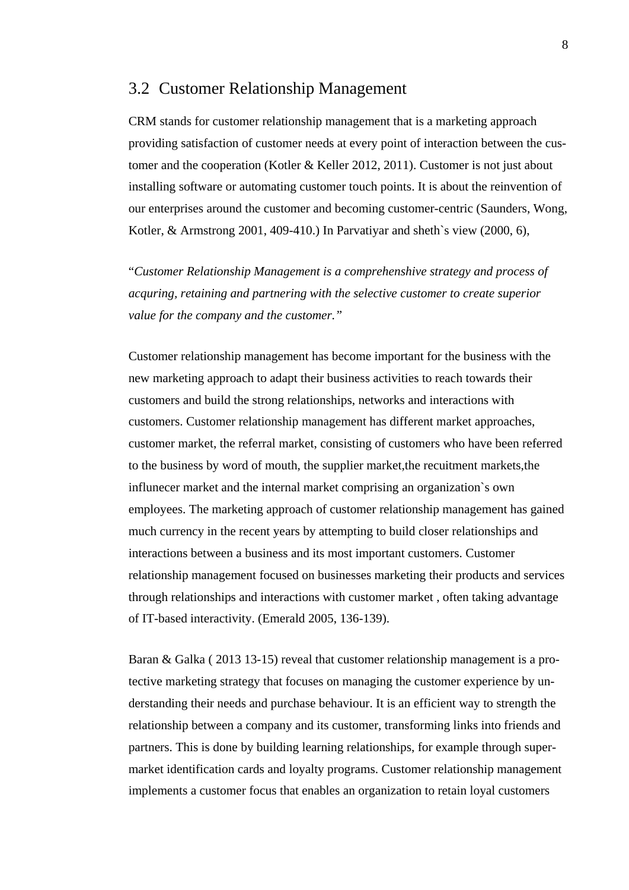## 3.2 Customer Relationship Management

CRM stands for customer relationship management that is a marketing approach providing satisfaction of customer needs at every point of interaction between the customer and the cooperation (Kotler & Keller 2012, 2011). Customer is not just about installing software or automating customer touch points. It is about the reinvention of our enterprises around the customer and becoming customer-centric (Saunders, Wong, Kotler, & Armstrong 2001, 409-410.) In Parvatiyar and sheth`s view (2000, 6),

"*Customer Relationship Management is a comprehenshive strategy and process of acquring, retaining and partnering with the selective customer to create superior value for the company and the customer.*"

Customer relationship management has become important for the business with the new marketing approach to adapt their business activities to reach towards their customers and build the strong relationships, networks and interactions with customers. Customer relationship management has different market approaches, customer market, the referral market, consisting of customers who have been referred to the business by word of mouth, the supplier market,the recuitment markets,the influnecer market and the internal market comprising an organization`s own employees. The marketing approach of customer relationship management has gained much currency in the recent years by attempting to build closer relationships and interactions between a business and its most important customers. Customer relationship management focused on businesses marketing their products and services through relationships and interactions with customer market , often taking advantage of IT-based interactivity. (Emerald 2005, 136-139).

Baran & Galka ( 2013 13-15) reveal that customer relationship management is a protective marketing strategy that focuses on managing the customer experience by understanding their needs and purchase behaviour. It is an efficient way to strength the relationship between a company and its customer, transforming links into friends and partners. This is done by building learning relationships, for example through supermarket identification cards and loyalty programs. Customer relationship management implements a customer focus that enables an organization to retain loyal customers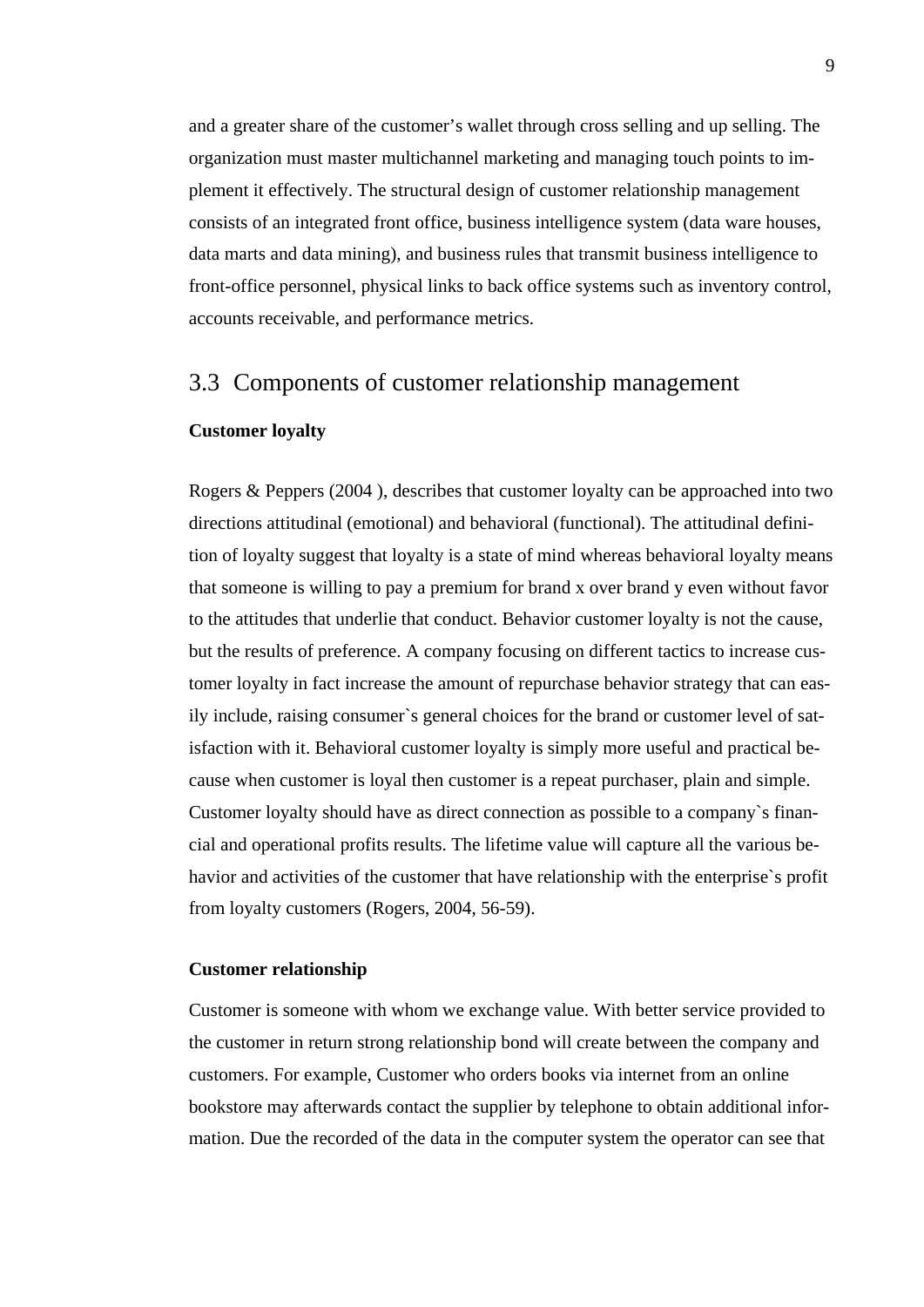and a greater share of the customer's wallet through cross selling and up selling. The organization must master multichannel marketing and managing touch points to implement it effectively. The structural design of customer relationship management consists of an integrated front office, business intelligence system (data ware houses, data marts and data mining), and business rules that transmit business intelligence to front-office personnel, physical links to back office systems such as inventory control, accounts receivable, and performance metrics.

## 3.3 Components of customer relationship management

**Customer loyalty**

Rogers & Peppers (2004 ), describes that customer loyalty can be approached into two directions attitudinal (emotional) and behavioral (functional). The attitudinal definition of loyalty suggest that loyalty is a state of mind whereas behavioral loyalty means that someone is willing to pay a premium for brand x over brand y even without favor to the attitudes that underlie that conduct. Behavior customer loyalty is not the cause, but the results of preference. A company focusing on different tactics to increase customer loyalty in fact increase the amount of repurchase behavior strategy that can easily include, raising consumer`s general choices for the brand or customer level of satisfaction with it. Behavioral customer loyalty is simply more useful and practical because when customer is loyal then customer is a repeat purchaser, plain and simple. Customer loyalty should have as direct connection as possible to a company`s financial and operational profits results. The lifetime value will capture all the various behavior and activities of the customer that have relationship with the enterprise`s profit from loyalty customers (Rogers, 2004, 56-59).

**Customer relationship**

Customer is someone with whom we exchange value. With better service provided to the customer in return strong relationship bond will create between the company and customers. For example, Customer who orders books via internet from an online bookstore may afterwards contact the supplier by telephone to obtain additional information. Due the recorded of the data in the computer system the operator can see that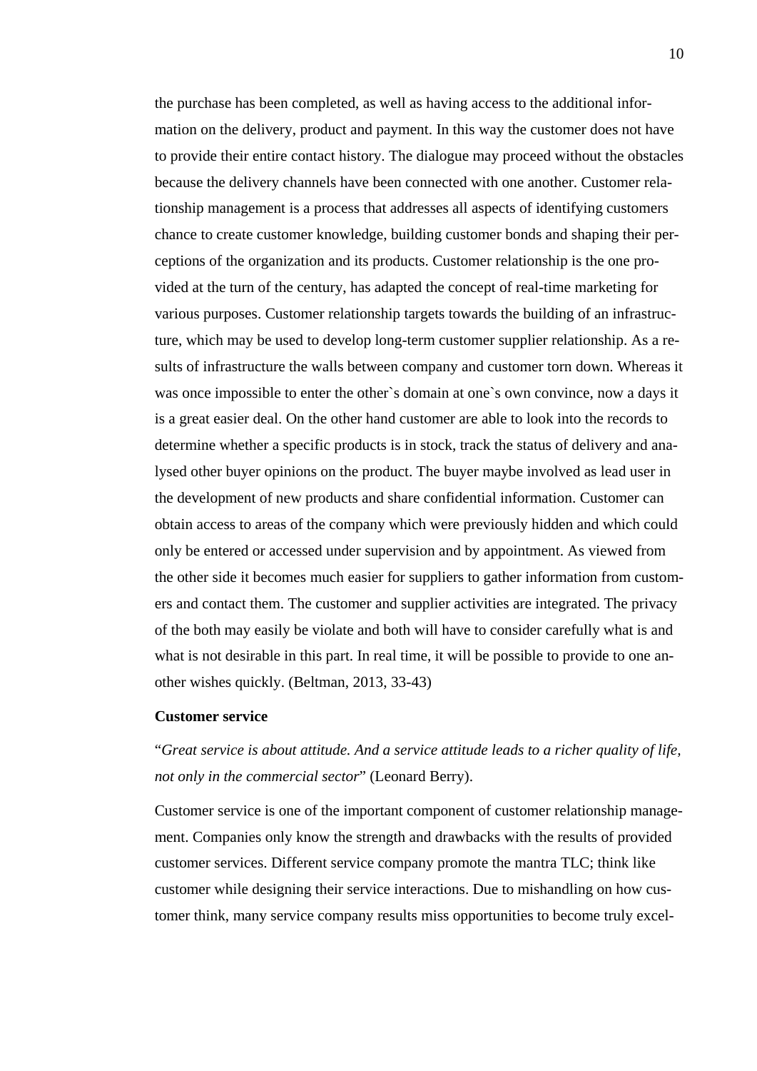the purchase has been completed, as well as having access to the additional information on the delivery, product and payment. In this way the customer does not have to provide their entire contact history. The dialogue may proceed without the obstacles because the delivery channels have been connected with one another. Customer relationship management is a process that addresses all aspects of identifying customers chance to create customer knowledge, building customer bonds and shaping their perceptions of the organization and its products. Customer relationship is the one provided at the turn of the century, has adapted the concept of real-time marketing for various purposes. Customer relationship targets towards the building of an infrastructure, which may be used to develop long-term customer supplier relationship. As a results of infrastructure the walls between company and customer torn down. Whereas it was once impossible to enter the other`s domain at one`s own convince, now a days it is a great easier deal. On the other hand customer are able to look into the records to determine whether a specific products is in stock, track the status of delivery and analysed other buyer opinions on the product. The buyer maybe involved as lead user in the development of new products and share confidential information. Customer can obtain access to areas of the company which were previously hidden and which could only be entered or accessed under supervision and by appointment. As viewed from the other side it becomes much easier for suppliers to gather information from customers and contact them. The customer and supplier activities are integrated. The privacy of the both may easily be violate and both will have to consider carefully what is and what is not desirable in this part. In real time, it will be possible to provide to one another wishes quickly. (Beltman, 2013, 33-43)

**Customer service**

"*Great service is about attitude. And a service attitude leads to a richer quality of life, not only in the commercial sector*" (Leonard Berry).

Customer service is one of the important component of customer relationship management. Companies only know the strength and drawbacks with the results of provided customer services. Different service company promote the mantra TLC; think like customer while designing their service interactions. Due to mishandling on how customer think, many service company results miss opportunities to become truly excel-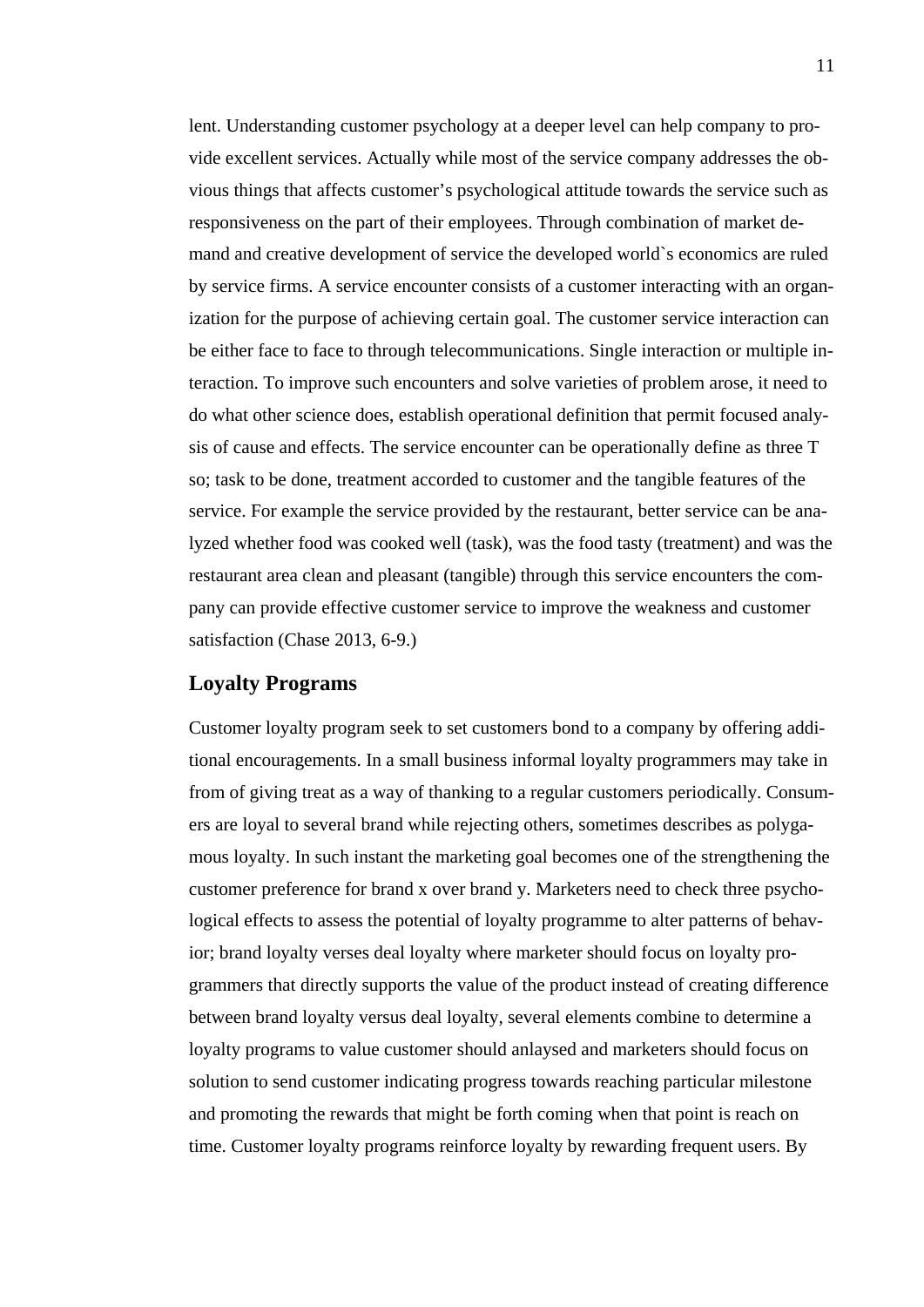lent. Understanding customer psychology at a deeper level can help company to provide excellent services. Actually while most of the service company addresses the obvious things that affects customer's psychological attitude towards the service such as responsiveness on the part of their employees. Through combination of market demand and creative development of service the developed world`s economics are ruled by service firms. A service encounter consists of a customer interacting with an organization for the purpose of achieving certain goal. The customer service interaction can be either face to face to through telecommunications. Single interaction or multiple interaction. To improve such encounters and solve varieties of problem arose, it need to do what other science does, establish operational definition that permit focused analysis of cause and effects. The service encounter can be operationally define as three T so; task to be done, treatment accorded to customer and the tangible features of the service. For example the service provided by the restaurant, better service can be analyzed whether food was cooked well (task), was the food tasty (treatment) and was the restaurant area clean and pleasant (tangible) through this service encounters the company can provide effective customer service to improve the weakness and customer satisfaction (Chase 2013, 6-9.)

## Loyalty Programs

Customer loyalty program seek to set customers bond to a company by offering additional encouragements. In a small business informal loyalty programmers may take in from of giving treat as a way of thanking to a regular customers periodically. Consumers are loyal to several brand while rejecting others, sometimes describes as polygamous loyalty. In such instant the marketing goal becomes one of the strengthening the customer preference for brand x over brand y. Marketers need to check three psychological effects to assess the potential of loyalty programme to alter patterns of behavior; brand loyalty verses deal loyalty where marketer should focus on loyalty programmers that directly supports the value of the product instead of creating difference between brand loyalty versus deal loyalty, several elements combine to determine a loyalty programs to value customer should anlaysed and marketers should focus on solution to send customer indicating progress towards reaching particular milestone and promoting the rewards that might be forth coming when that point is reach on time. Customer loyalty programs reinforce loyalty by rewarding frequent users. By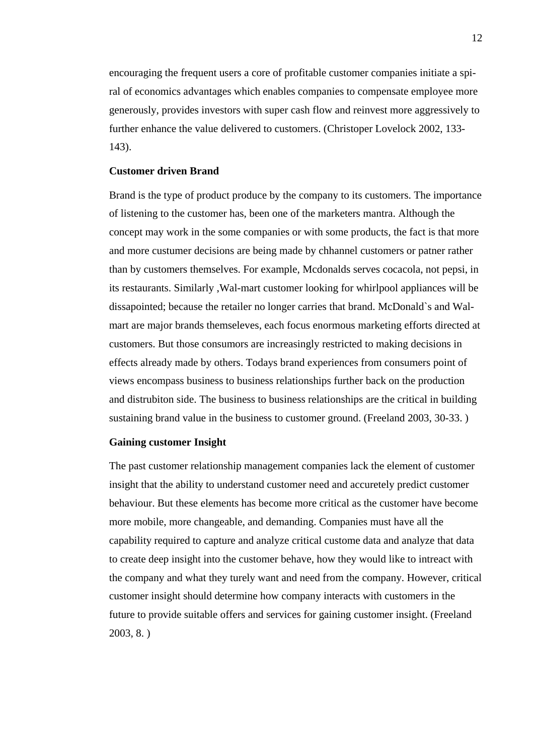encouraging the frequent users a core of profitable customer companies initiate a spiral of economics advantages which enables companies to compensate employee more generously, provides investors with super cash flow and reinvest more aggressively to further enhance the value delivered to customers. (Christoper Lovelock 2002, 133-143).

**Customer driven Brand**

Brand is the type of product produce by the company to its customers. The importance of listening to the customer has, been one of the marketers mantra. Although the concept may work in the some companies or with some products, the fact is that more and more custumer decisions are being made by chhannel customers or patner rather than by customers themselves. For example, Mcdonalds serves cocacola, not pepsi, in its restaurants. Similarly ,Wal-mart customer looking for whirlpool appliances will be dissapointed; because the retailer no longer carries that brand. McDonald`s and Wal-mart are major brands themseleves, each focus enormous marketing efforts directed at customers. But those consumors are increasingly restricted to making decisions in effects already made by others. Todays brand experiences from consumers point of views encompass business to business relationships further back on the production and distrubiton side. The business to business relationships are the critical in building sustaining brand value in the business to customer ground. (Freeland 2003, 30-33. )

**Gaining customer Insight**

The past customer relationship management companies lack the element of customer insight that the ability to understand customer need and accuretely predict customer behaviour. But these elements has become more critical as the customer have become more mobile, more changeable, and demanding. Companies must have all the capability required to capture and analyze critical custome data and analyze that data to create deep insight into the customer behave, how they would like to intreact with the company and what they turely want and need from the company. However, critical customer insight should determine how company interacts with customers in the future to provide suitable offers and services for gaining customer insight. (Freeland 2003, 8. )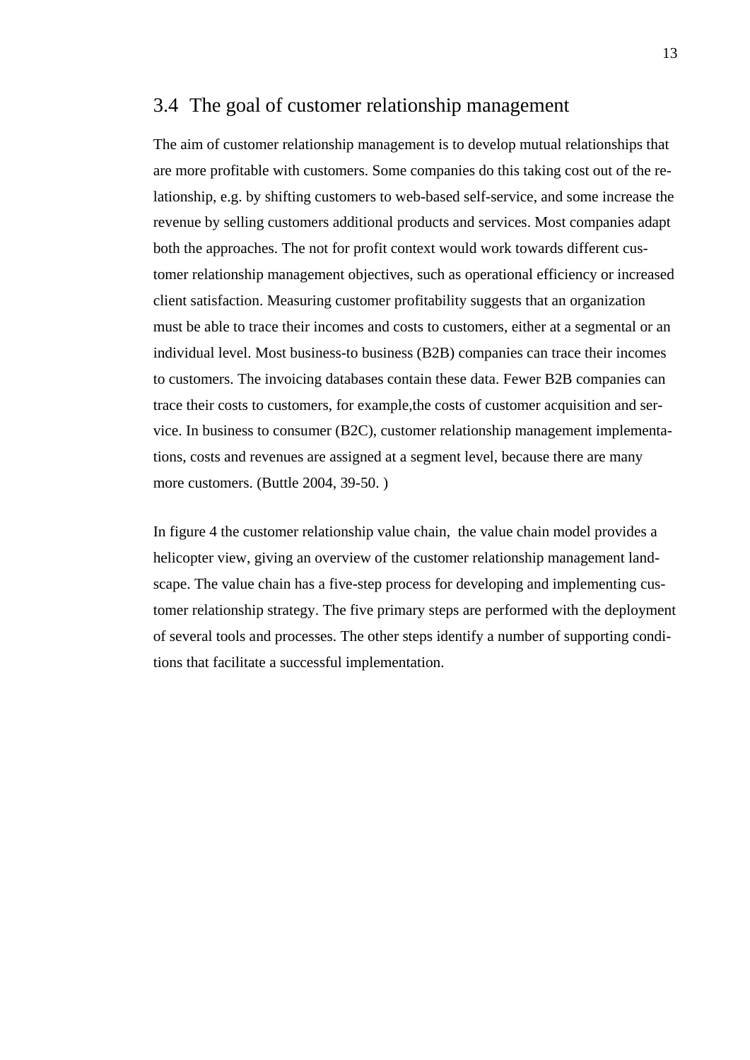## 3.4 The goal of customer relationship management

The aim of customer relationship management is to develop mutual relationships that are more profitable with customers. Some companies do this taking cost out of the relationship, e.g. by shifting customers to web-based self-service, and some increase the revenue by selling customers additional products and services. Most companies adapt both the approaches. The not for profit context would work towards different customer relationship management objectives, such as operational efficiency or increased client satisfaction. Measuring customer profitability suggests that an organization must be able to trace their incomes and costs to customers, either at a segmental or an individual level. Most business-to business (B2B) companies can trace their incomes to customers. The invoicing databases contain these data. Fewer B2B companies can trace their costs to customers, for example,the costs of customer acquisition and service. In business to consumer (B2C), customer relationship management implementations, costs and revenues are assigned at a segment level, because there are many more customers. (Buttle 2004, 39-50. )

In figure 4 the customer relationship value chain, the value chain model provides a helicopter view, giving an overview of the customer relationship management landscape. The value chain has a five-step process for developing and implementing customer relationship strategy. The five primary steps are performed with the deployment of several tools and processes. The other steps identify a number of supporting conditions that facilitate a successful implementation.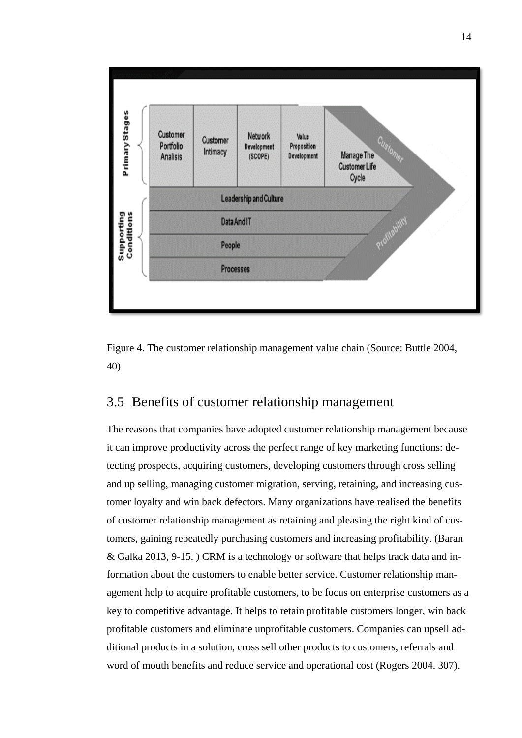Figure 4. The customer relationship management value chain (Source: Buttle 2004, 40)

## 3.5 Benefits of customer relationship management

The reasons that companies have adopted customer relationship management because it can improve productivity across the perfect range of key marketing functions: detecting prospects, acquiring customers, developing customers through cross selling and up selling, managing customer migration, serving, retaining, and increasing customer loyalty and win back defectors. Many organizations have realised the benefits of customer relationship management as retaining and pleasing the right kind of customers, gaining repeatedly purchasing customers and increasing profitability. (Baran & Galka 2013, 9-15. ) CRM is a technology or software that helps track data and information about the customers to enable better service. Customer relationship management help to acquire profitable customers, to be focus on enterprise customers as a key to competitive advantage. It helps to retain profitable customers longer, win back profitable customers and eliminate unprofitable customers. Companies can upsell additional products in a solution, cross sell other products to customers, referrals and word of mouth benefits and reduce service and operational cost (Rogers 2004. 307).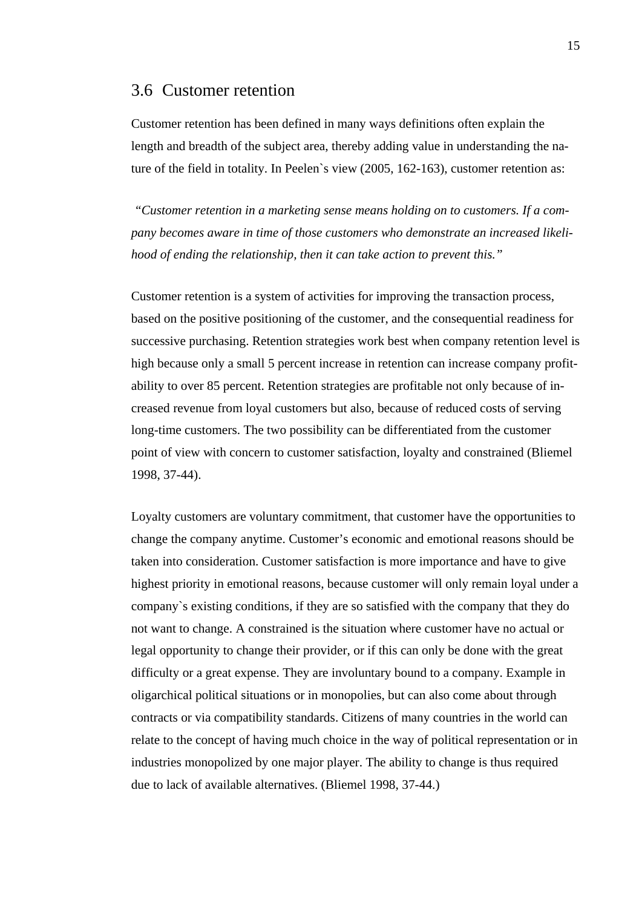## 3.6 Customer retention

Customer retention has been defined in many ways definitions often explain the length and breadth of the subject area, thereby adding value in understanding the nature of the field in totality. In Peelen`s view (2005, 162-163), customer retention as:

*"Customer retention in a marketing sense means holding on to customers. If a company becomes aware in time of those customers who demonstrate an increased likelihood of ending the relationship, then it can take action to prevent this."*

Customer retention is a system of activities for improving the transaction process, based on the positive positioning of the customer, and the consequential readiness for successive purchasing. Retention strategies work best when company retention level is high because only a small 5 percent increase in retention can increase company profitability to over 85 percent. Retention strategies are profitable not only because of increased revenue from loyal customers but also, because of reduced costs of serving long-time customers. The two possibility can be differentiated from the customer point of view with concern to customer satisfaction, loyalty and constrained (Bliemel 1998, 37-44).

Loyalty customers are voluntary commitment, that customer have the opportunities to change the company anytime. Customer's economic and emotional reasons should be taken into consideration. Customer satisfaction is more importance and have to give highest priority in emotional reasons, because customer will only remain loyal under a company`s existing conditions, if they are so satisfied with the company that they do not want to change. A constrained is the situation where customer have no actual or legal opportunity to change their provider, or if this can only be done with the great difficulty or a great expense. They are involuntary bound to a company. Example in oligarchical political situations or in monopolies, but can also come about through contracts or via compatibility standards. Citizens of many countries in the world can relate to the concept of having much choice in the way of political representation or in industries monopolized by one major player. The ability to change is thus required due to lack of available alternatives. (Bliemel 1998, 37-44.)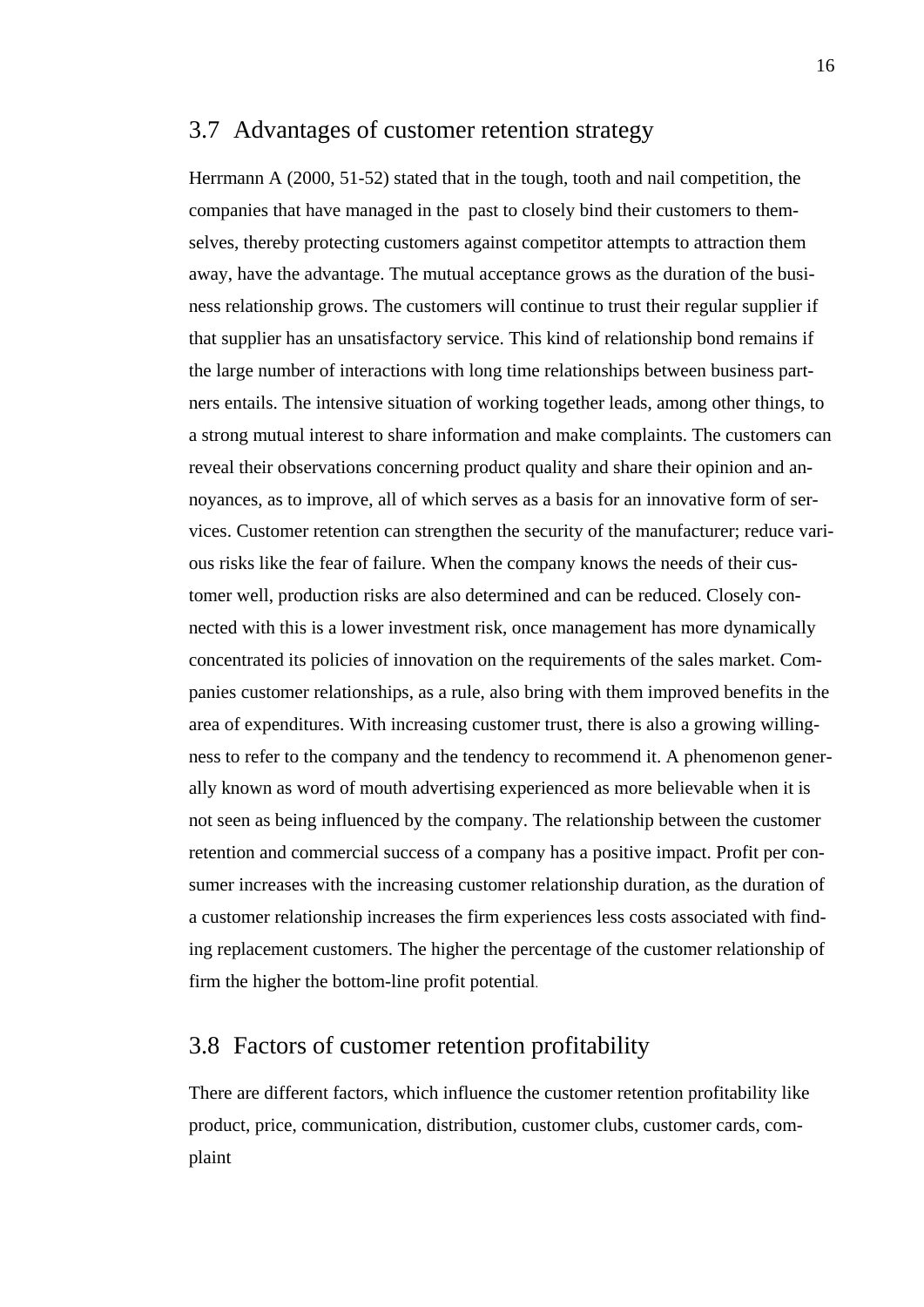## 3.7 Advantages of customer retention strategy

Herrmann A (2000, 51-52) stated that in the tough, tooth and nail competition, the companies that have managed in the past to closely bind their customers to themselves, thereby protecting customers against competitor attempts to attraction them away, have the advantage. The mutual acceptance grows as the duration of the business relationship grows. The customers will continue to trust their regular supplier if that supplier has an unsatisfactory service. This kind of relationship bond remains if the large number of interactions with long time relationships between business partners entails. The intensive situation of working together leads, among other things, to a strong mutual interest to share information and make complaints. The customers can reveal their observations concerning product quality and share their opinion and annoyances, as to improve, all of which serves as a basis for an innovative form of services. Customer retention can strengthen the security of the manufacturer; reduce various risks like the fear of failure. When the company knows the needs of their customer well, production risks are also determined and can be reduced. Closely connected with this is a lower investment risk, once management has more dynamically concentrated its policies of innovation on the requirements of the sales market. Companies customer relationships, as a rule, also bring with them improved benefits in the area of expenditures. With increasing customer trust, there is also a growing willingness to refer to the company and the tendency to recommend it. A phenomenon generally known as word of mouth advertising experienced as more believable when it is not seen as being influenced by the company. The relationship between the customer retention and commercial success of a company has a positive impact. Profit per consumer increases with the increasing customer relationship duration, as the duration of a customer relationship increases the firm experiences less costs associated with finding replacement customers. The higher the percentage of the customer relationship of firm the higher the bottom-line profit potential.

## 3.8 Factors of customer retention profitability

There are different factors, which influence the customer retention profitability like product, price, communication, distribution, customer clubs, customer cards, complaint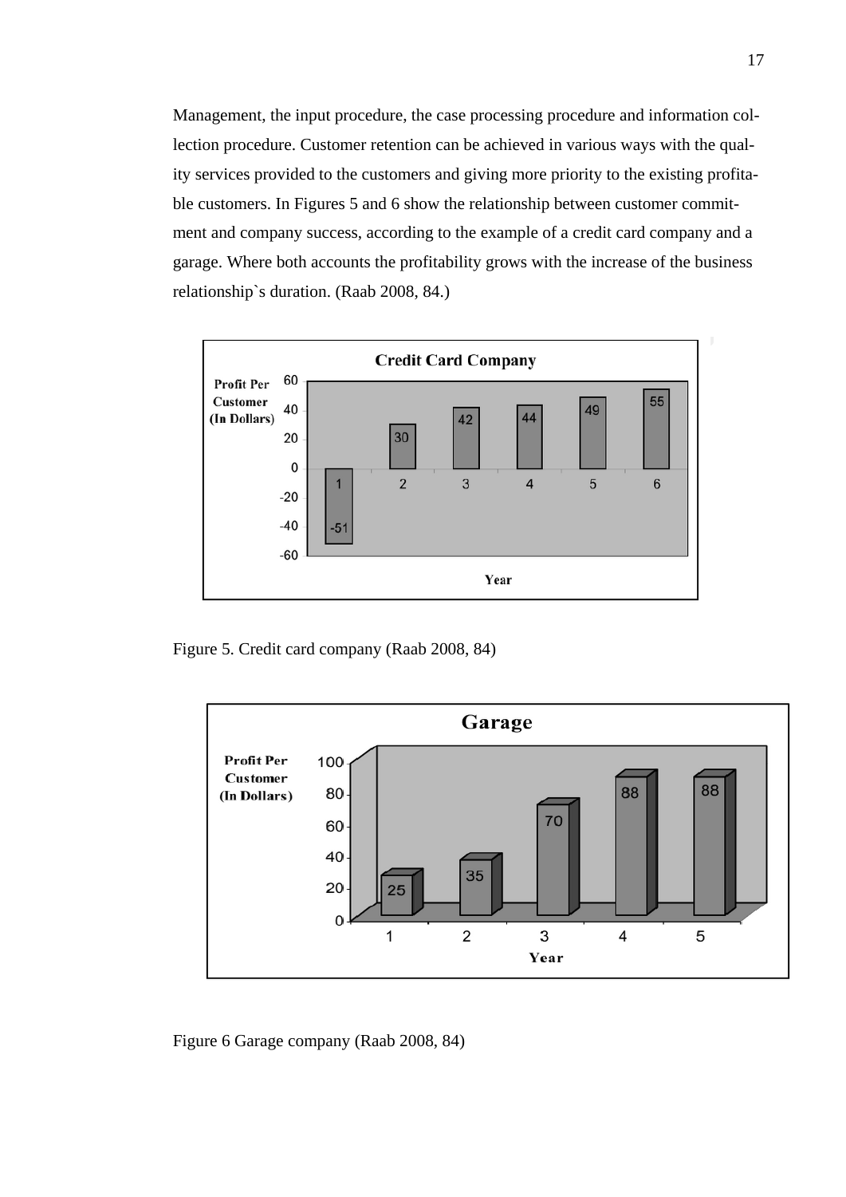Management, the input procedure, the case processing procedure and information collection procedure. Customer retention can be achieved in various ways with the quality services provided to the customers and giving more priority to the existing profitable customers. In Figures 5 and 6 show the relationship between customer commitment and company success, according to the example of a credit card company and a garage. Where both accounts the profitability grows with the increase of the business relationship`s duration. (Raab 2008, 84.)

Figure 5. Credit card company (Raab 2008, 84)

Figure 6 Garage company (Raab 2008, 84)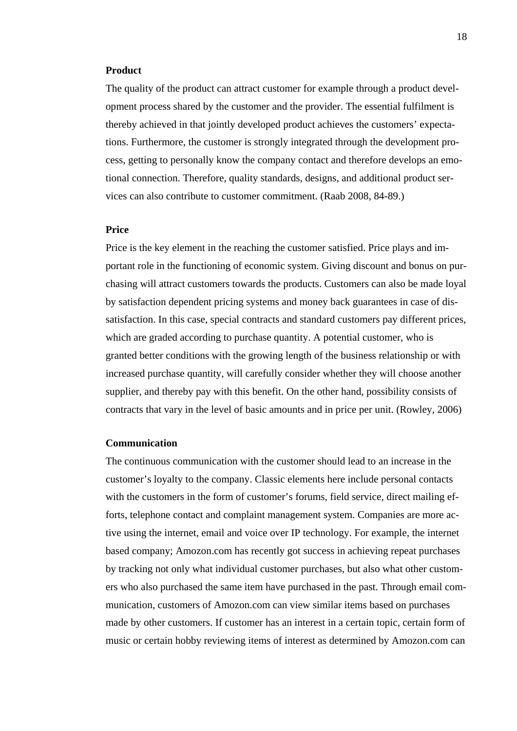**Product**

The quality of the product can attract customer for example through a product development process shared by the customer and the provider. The essential fulfilment is thereby achieved in that jointly developed product achieves the customers' expectations. Furthermore, the customer is strongly integrated through the development process, getting to personally know the company contact and therefore develops an emotional connection. Therefore, quality standards, designs, and additional product services can also contribute to customer commitment. (Raab 2008, 84-89.)

**Price**

Price is the key element in the reaching the customer satisfied. Price plays and important role in the functioning of economic system. Giving discount and bonus on purchasing will attract customers towards the products. Customers can also be made loyal by satisfaction dependent pricing systems and money back guarantees in case of dissatisfaction. In this case, special contracts and standard customers pay different prices, which are graded according to purchase quantity. A potential customer, who is granted better conditions with the growing length of the business relationship or with increased purchase quantity, will carefully consider whether they will choose another supplier, and thereby pay with this benefit. On the other hand, possibility consists of contracts that vary in the level of basic amounts and in price per unit. (Rowley, 2006)

**Communication**

The continuous communication with the customer should lead to an increase in the customer's loyalty to the company. Classic elements here include personal contacts with the customers in the form of customer's forums, field service, direct mailing efforts, telephone contact and complaint management system. Companies are more active using the internet, email and voice over IP technology. For example, the internet based company; Amozon.com has recently got success in achieving repeat purchases by tracking not only what individual customer purchases, but also what other customers who also purchased the same item have purchased in the past. Through email communication, customers of Amozon.com can view similar items based on purchases made by other customers. If customer has an interest in a certain topic, certain form of music or certain hobby reviewing items of interest as determined by Amozon.com can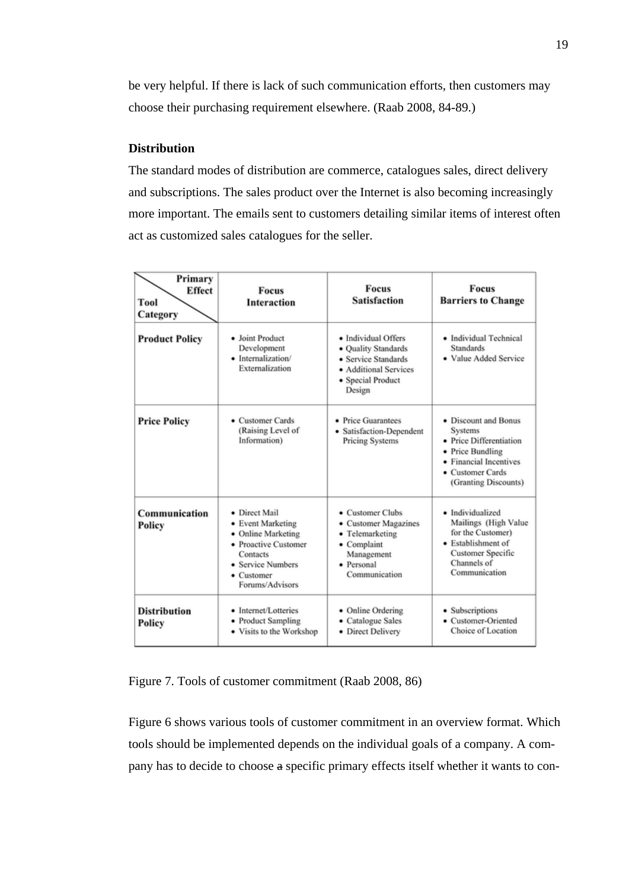be very helpful. If there is lack of such communication efforts, then customers may choose their purchasing requirement elsewhere. (Raab 2008, 84-89.)

**Distribution**

The standard modes of distribution are commerce, catalogues sales, direct delivery and subscriptions. The sales product over the Internet is also becoming increasingly more important. The emails sent to customers detailing similar items of interest often act as customized sales catalogues for the seller.

| Primary Effect / Tool Category | Focus Interaction | Focus Satisfaction | Focus Barriers to Change |
|---|---|---|---|
| **Product Policy** | • Joint Product Development<br>• Internalization/ Externalization | • Individual Offers<br>• Quality Standards<br>• Service Standards<br>• Additional Services<br>• Special Product Design | • Individual Technical Standards<br>• Value Added Service |
| **Price Policy** | • Customer Cards (Raising Level of Information) | • Price Guarantees<br>• Satisfaction-Dependent Pricing Systems | • Discount and Bonus Systems<br>• Price Differentiation<br>• Price Bundling<br>• Financial Incentives<br>• Customer Cards (Granting Discounts) |
| **Communication Policy** | • Direct Mail<br>• Event Marketing<br>• Online Marketing<br>• Proactive Customer Contacts<br>• Service Numbers<br>• Customer Forums/Advisors | • Customer Clubs<br>• Customer Magazines<br>• Telemarketing<br>• Complaint Management<br>• Personal Communication | • Individualized Mailings (High Value for the Customer)<br>• Establishment of Customer Specific Channels of Communication |
| **Distribution Policy** | • Internet/Lotteries<br>• Product Sampling<br>• Visits to the Workshop | • Online Ordering<br>• Catalogue Sales<br>• Direct Delivery | • Subscriptions<br>• Customer-Oriented Choice of Location |

Figure 7. Tools of customer commitment (Raab 2008, 86)

Figure 6 shows various tools of customer commitment in an overview format. Which tools should be implemented depends on the individual goals of a company. A company has to decide to choose ~~a~~ specific primary effects itself whether it wants to con-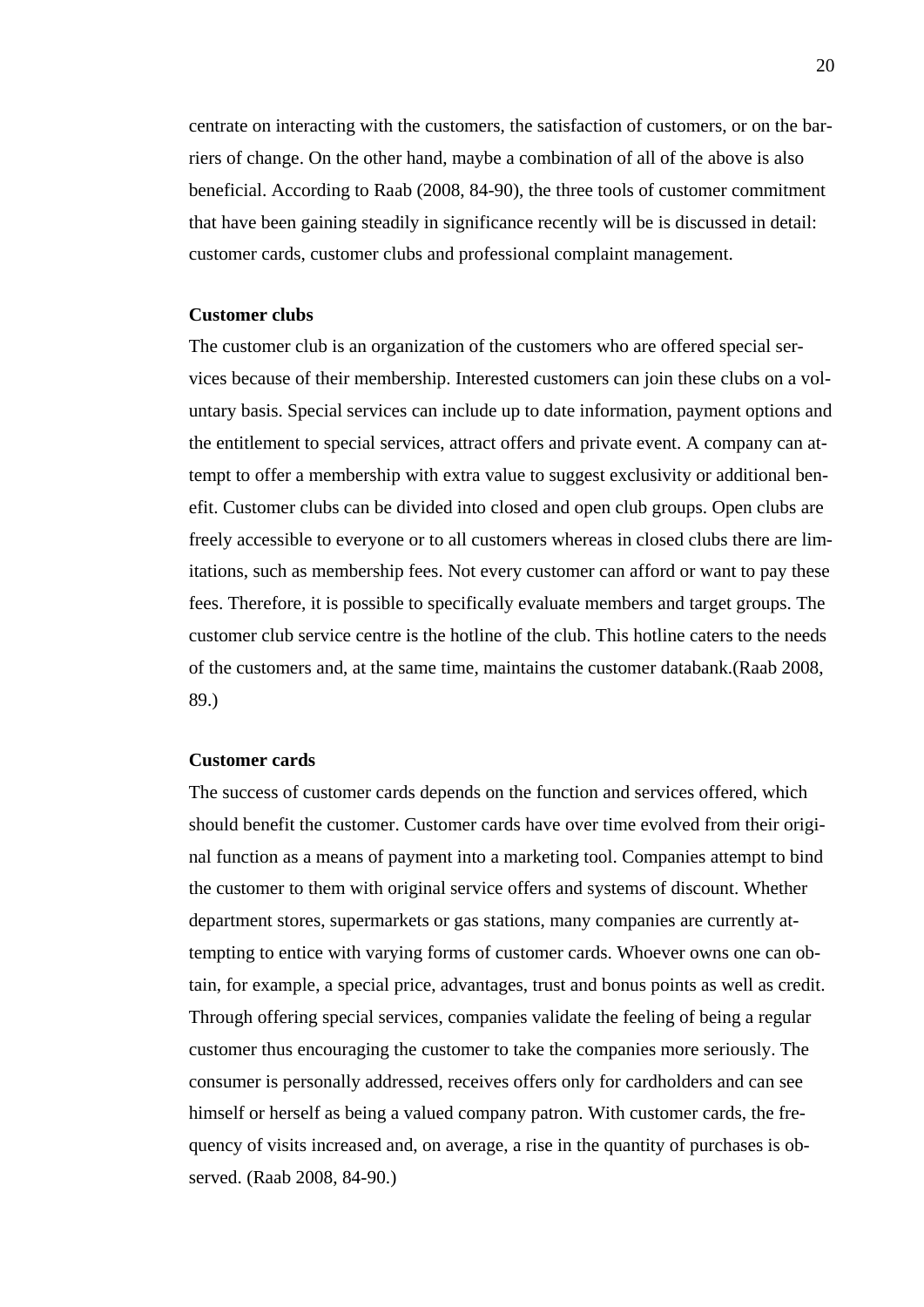centrate on interacting with the customers, the satisfaction of customers, or on the barriers of change. On the other hand, maybe a combination of all of the above is also beneficial. According to Raab (2008, 84-90), the three tools of customer commitment that have been gaining steadily in significance recently will be is discussed in detail: customer cards, customer clubs and professional complaint management.

**Customer clubs**

The customer club is an organization of the customers who are offered special services because of their membership. Interested customers can join these clubs on a voluntary basis. Special services can include up to date information, payment options and the entitlement to special services, attract offers and private event. A company can attempt to offer a membership with extra value to suggest exclusivity or additional benefit. Customer clubs can be divided into closed and open club groups. Open clubs are freely accessible to everyone or to all customers whereas in closed clubs there are limitations, such as membership fees. Not every customer can afford or want to pay these fees. Therefore, it is possible to specifically evaluate members and target groups. The customer club service centre is the hotline of the club. This hotline caters to the needs of the customers and, at the same time, maintains the customer databank.(Raab 2008, 89.)

**Customer cards**

The success of customer cards depends on the function and services offered, which should benefit the customer. Customer cards have over time evolved from their original function as a means of payment into a marketing tool. Companies attempt to bind the customer to them with original service offers and systems of discount. Whether department stores, supermarkets or gas stations, many companies are currently attempting to entice with varying forms of customer cards. Whoever owns one can obtain, for example, a special price, advantages, trust and bonus points as well as credit. Through offering special services, companies validate the feeling of being a regular customer thus encouraging the customer to take the companies more seriously. The consumer is personally addressed, receives offers only for cardholders and can see himself or herself as being a valued company patron. With customer cards, the frequency of visits increased and, on average, a rise in the quantity of purchases is observed. (Raab 2008, 84-90.)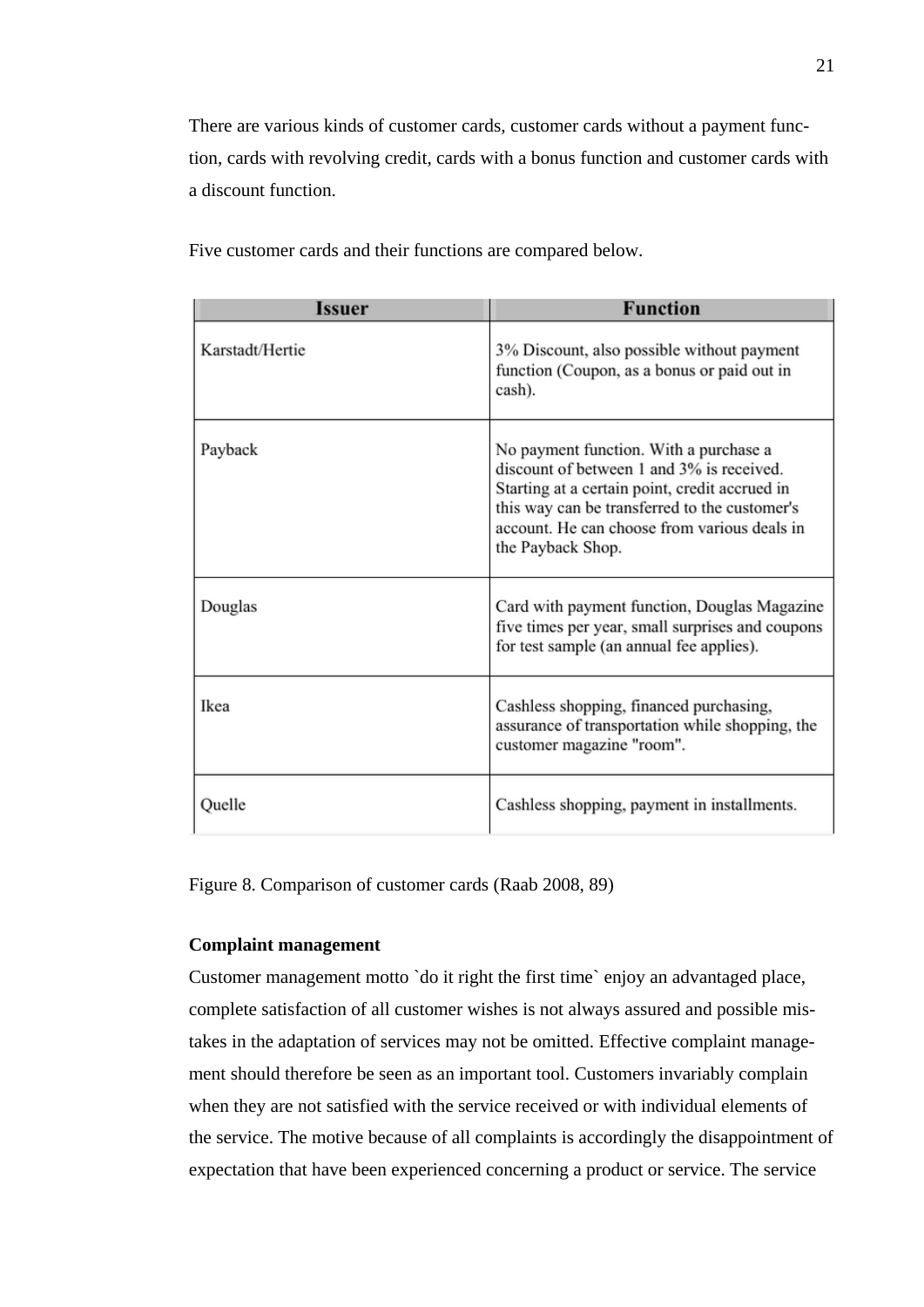There are various kinds of customer cards, customer cards without a payment function, cards with revolving credit, cards with a bonus function and customer cards with a discount function.

Five customer cards and their functions are compared below.

| Issuer | Function |
|---|---|
| Karstadt/Hertie | 3% Discount, also possible without payment function (Coupon, as a bonus or paid out in cash). |
| Payback | No payment function. With a purchase a discount of between 1 and 3% is received. Starting at a certain point, credit accrued in this way can be transferred to the customer's account. He can choose from various deals in the Payback Shop. |
| Douglas | Card with payment function, Douglas Magazine five times per year, small surprises and coupons for test sample (an annual fee applies). |
| Ikea | Cashless shopping, financed purchasing, assurance of transportation while shopping, the customer magazine "room". |
| Quelle | Cashless shopping, payment in installments. |

Figure 8. Comparison of customer cards (Raab 2008, 89)

**Complaint management**

Customer management motto `do it right the first time` enjoy an advantaged place, complete satisfaction of all customer wishes is not always assured and possible mistakes in the adaptation of services may not be omitted. Effective complaint management should therefore be seen as an important tool. Customers invariably complain when they are not satisfied with the service received or with individual elements of the service. The motive because of all complaints is accordingly the disappointment of expectation that have been experienced concerning a product or service. The service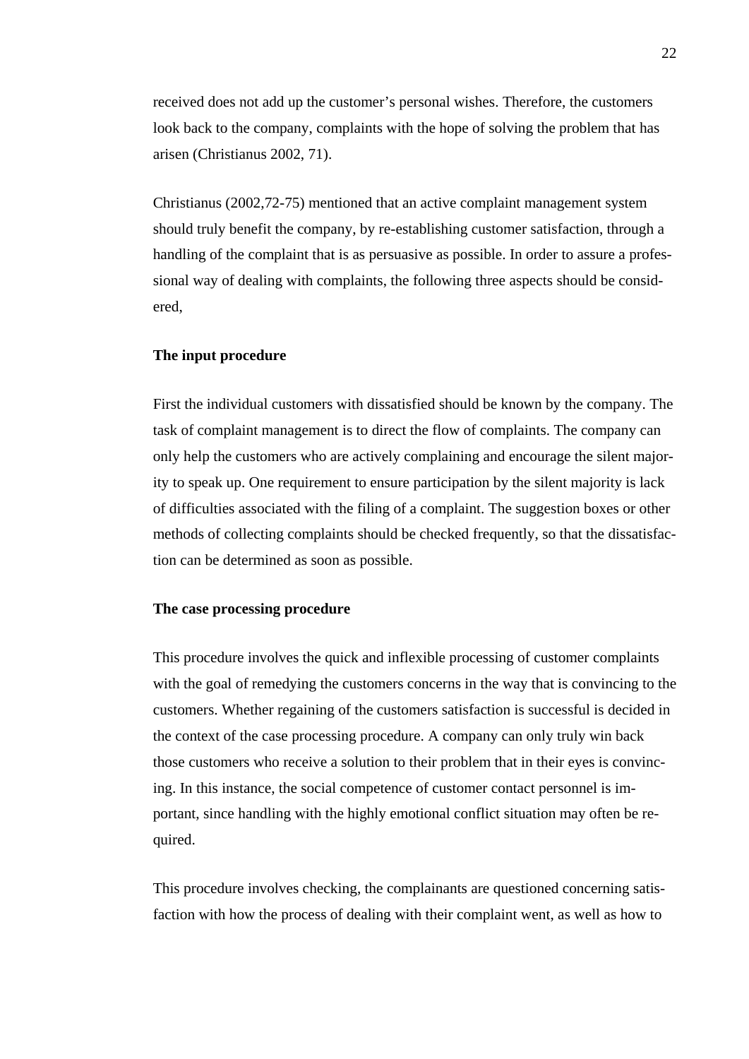received does not add up the customer's personal wishes. Therefore, the customers look back to the company, complaints with the hope of solving the problem that has arisen (Christianus 2002, 71).

Christianus (2002,72-75) mentioned that an active complaint management system should truly benefit the company, by re-establishing customer satisfaction, through a handling of the complaint that is as persuasive as possible. In order to assure a professional way of dealing with complaints, the following three aspects should be considered,

**The input procedure**

First the individual customers with dissatisfied should be known by the company. The task of complaint management is to direct the flow of complaints. The company can only help the customers who are actively complaining and encourage the silent majority to speak up. One requirement to ensure participation by the silent majority is lack of difficulties associated with the filing of a complaint. The suggestion boxes or other methods of collecting complaints should be checked frequently, so that the dissatisfaction can be determined as soon as possible.

**The case processing procedure**

This procedure involves the quick and inflexible processing of customer complaints with the goal of remedying the customers concerns in the way that is convincing to the customers. Whether regaining of the customers satisfaction is successful is decided in the context of the case processing procedure. A company can only truly win back those customers who receive a solution to their problem that in their eyes is convincing. In this instance, the social competence of customer contact personnel is important, since handling with the highly emotional conflict situation may often be required.

This procedure involves checking, the complainants are questioned concerning satisfaction with how the process of dealing with their complaint went, as well as how to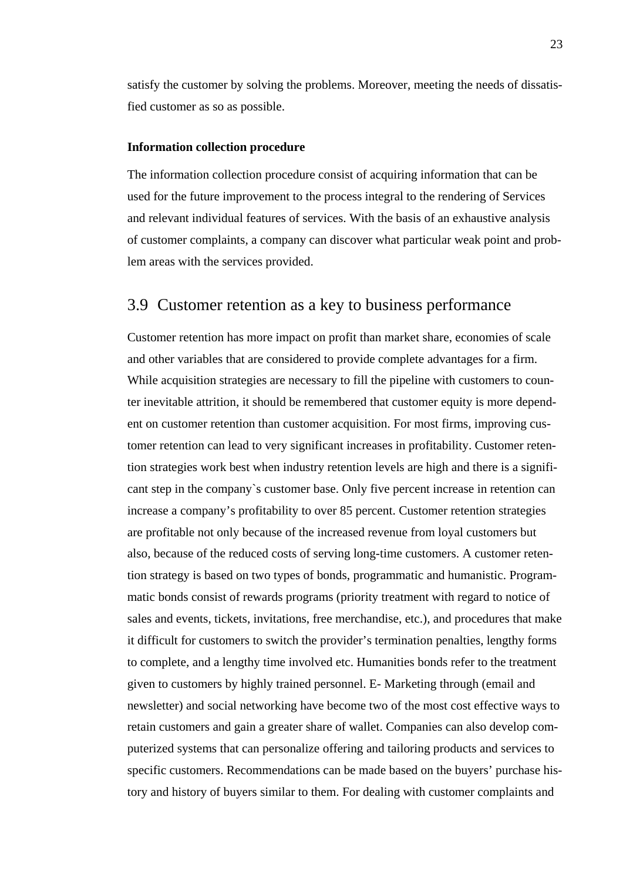satisfy the customer by solving the problems. Moreover, meeting the needs of dissatisfied customer as so as possible.

**Information collection procedure**

The information collection procedure consist of acquiring information that can be used for the future improvement to the process integral to the rendering of Services and relevant individual features of services. With the basis of an exhaustive analysis of customer complaints, a company can discover what particular weak point and problem areas with the services provided.

## 3.9 Customer retention as a key to business performance

Customer retention has more impact on profit than market share, economies of scale and other variables that are considered to provide complete advantages for a firm. While acquisition strategies are necessary to fill the pipeline with customers to counter inevitable attrition, it should be remembered that customer equity is more dependent on customer retention than customer acquisition. For most firms, improving customer retention can lead to very significant increases in profitability. Customer retention strategies work best when industry retention levels are high and there is a significant step in the company`s customer base. Only five percent increase in retention can increase a company's profitability to over 85 percent. Customer retention strategies are profitable not only because of the increased revenue from loyal customers but also, because of the reduced costs of serving long-time customers. A customer retention strategy is based on two types of bonds, programmatic and humanistic. Programmatic bonds consist of rewards programs (priority treatment with regard to notice of sales and events, tickets, invitations, free merchandise, etc.), and procedures that make it difficult for customers to switch the provider's termination penalties, lengthy forms to complete, and a lengthy time involved etc. Humanities bonds refer to the treatment given to customers by highly trained personnel. E- Marketing through (email and newsletter) and social networking have become two of the most cost effective ways to retain customers and gain a greater share of wallet. Companies can also develop computerized systems that can personalize offering and tailoring products and services to specific customers. Recommendations can be made based on the buyers' purchase history and history of buyers similar to them. For dealing with customer complaints and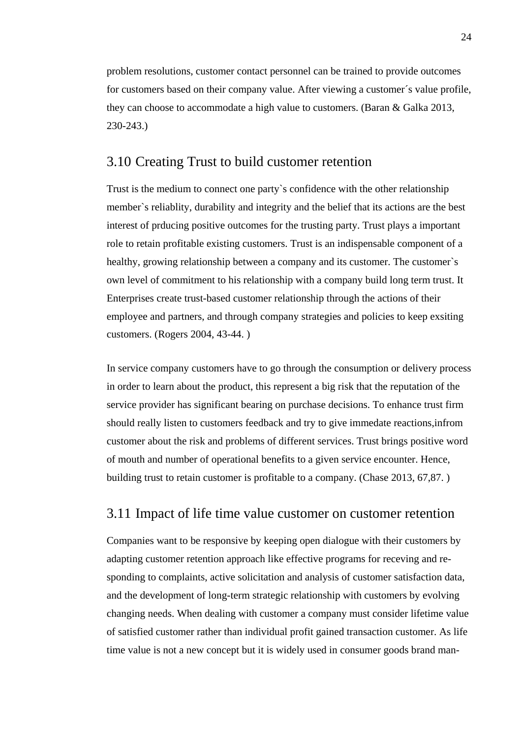problem resolutions, customer contact personnel can be trained to provide outcomes for customers based on their company value. After viewing a customer´s value profile, they can choose to accommodate a high value to customers. (Baran & Galka 2013, 230-243.)

## 3.10 Creating Trust to build customer retention

Trust is the medium to connect one party`s confidence with the other relationship member`s reliablity, durability and integrity and the belief that its actions are the best interest of prducing positive outcomes for the trusting party. Trust plays a important role to retain profitable existing customers. Trust is an indispensable component of a healthy, growing relationship between a company and its customer. The customer`s own level of commitment to his relationship with a company build long term trust. It Enterprises create trust-based customer relationship through the actions of their employee and partners, and through company strategies and policies to keep exsiting customers. (Rogers 2004, 43-44. )

In service company customers have to go through the consumption or delivery process in order to learn about the product, this represent a big risk that the reputation of the service provider has significant bearing on purchase decisions. To enhance trust firm should really listen to customers feedback and try to give immedate reactions,infrom customer about the risk and problems of different services. Trust brings positive word of mouth and number of operational benefits to a given service encounter. Hence, building trust to retain customer is profitable to a company. (Chase 2013, 67,87. )

## 3.11 Impact of life time value customer on customer retention

Companies want to be responsive by keeping open dialogue with their customers by adapting customer retention approach like effective programs for receving and re-sponding to complaints, active solicitation and analysis of customer satisfaction data, and the development of long-term strategic relationship with customers by evolving changing needs. When dealing with customer a company must consider lifetime value of satisfied customer rather than individual profit gained transaction customer. As life time value is not a new concept but it is widely used in consumer goods brand man-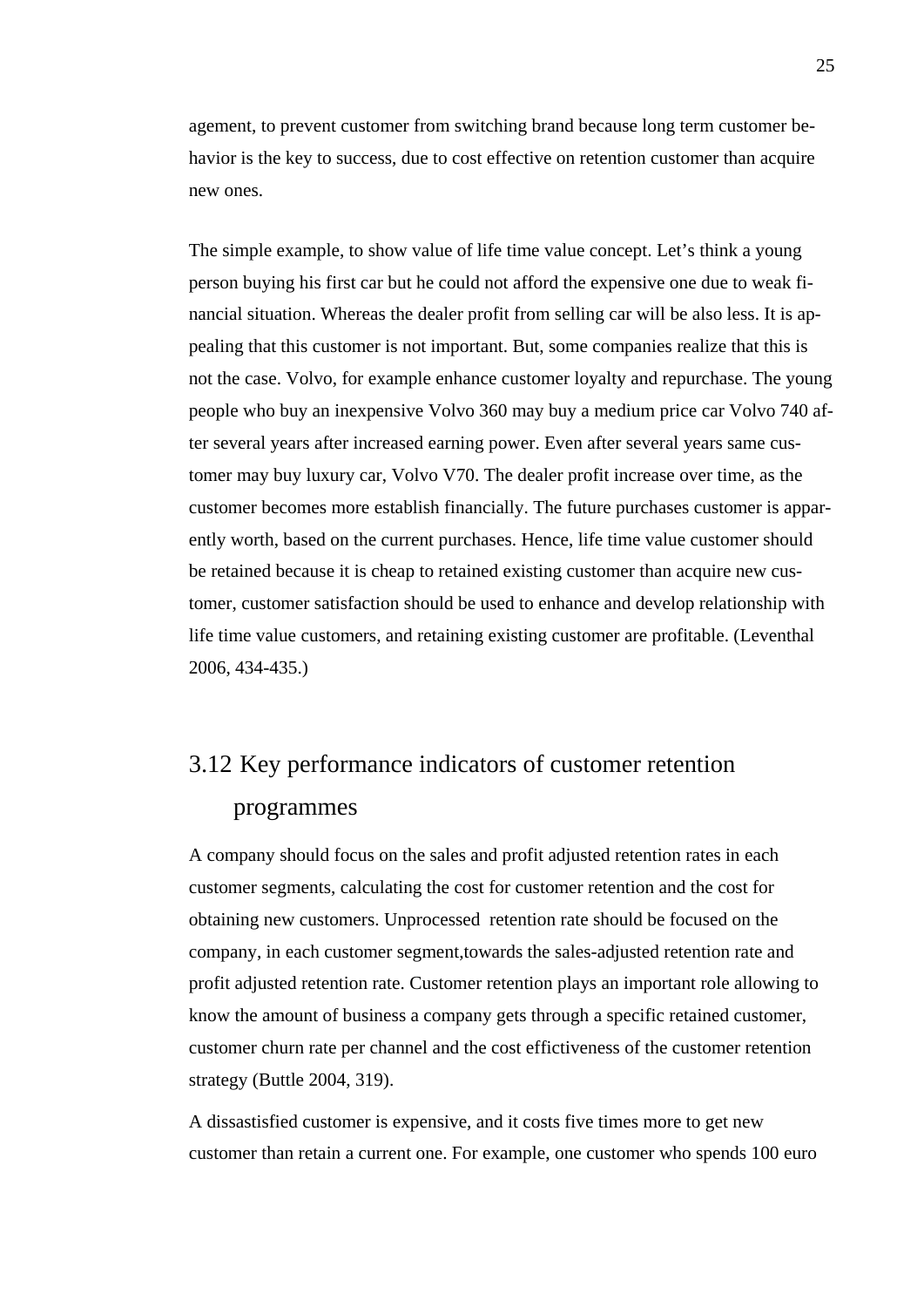agement, to prevent customer from switching brand because long term customer behavior is the key to success, due to cost effective on retention customer than acquire new ones.

The simple example, to show value of life time value concept. Let's think a young person buying his first car but he could not afford the expensive one due to weak financial situation. Whereas the dealer profit from selling car will be also less. It is appealing that this customer is not important. But, some companies realize that this is not the case. Volvo, for example enhance customer loyalty and repurchase. The young people who buy an inexpensive Volvo 360 may buy a medium price car Volvo 740 after several years after increased earning power. Even after several years same customer may buy luxury car, Volvo V70. The dealer profit increase over time, as the customer becomes more establish financially. The future purchases customer is apparently worth, based on the current purchases. Hence, life time value customer should be retained because it is cheap to retained existing customer than acquire new customer, customer satisfaction should be used to enhance and develop relationship with life time value customers, and retaining existing customer are profitable. (Leventhal 2006, 434-435.)

## 3.12 Key performance indicators of customer retention programmes

A company should focus on the sales and profit adjusted retention rates in each customer segments, calculating the cost for customer retention and the cost for obtaining new customers. Unprocessed retention rate should be focused on the company, in each customer segment,towards the sales-adjusted retention rate and profit adjusted retention rate. Customer retention plays an important role allowing to know the amount of business a company gets through a specific retained customer, customer churn rate per channel and the cost effictiveness of the customer retention strategy (Buttle 2004, 319).

A dissastisfied customer is expensive, and it costs five times more to get new customer than retain a current one. For example, one customer who spends 100 euro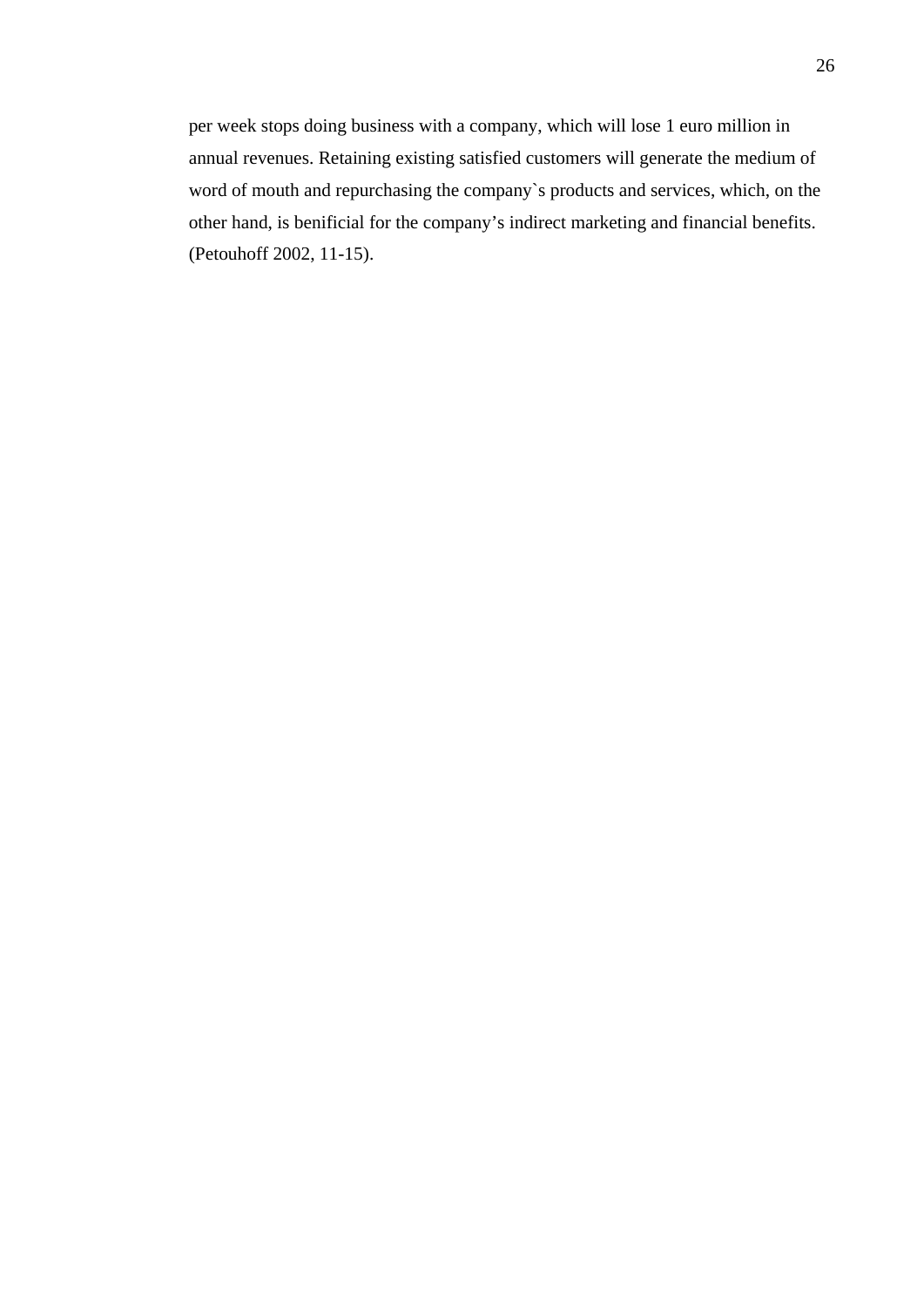per week stops doing business with a company, which will lose 1 euro million in annual revenues. Retaining existing satisfied customers will generate the medium of word of mouth and repurchasing the company`s products and services, which, on the other hand, is benificial for the company’s indirect marketing and financial benefits. (Petouhoff 2002, 11-15).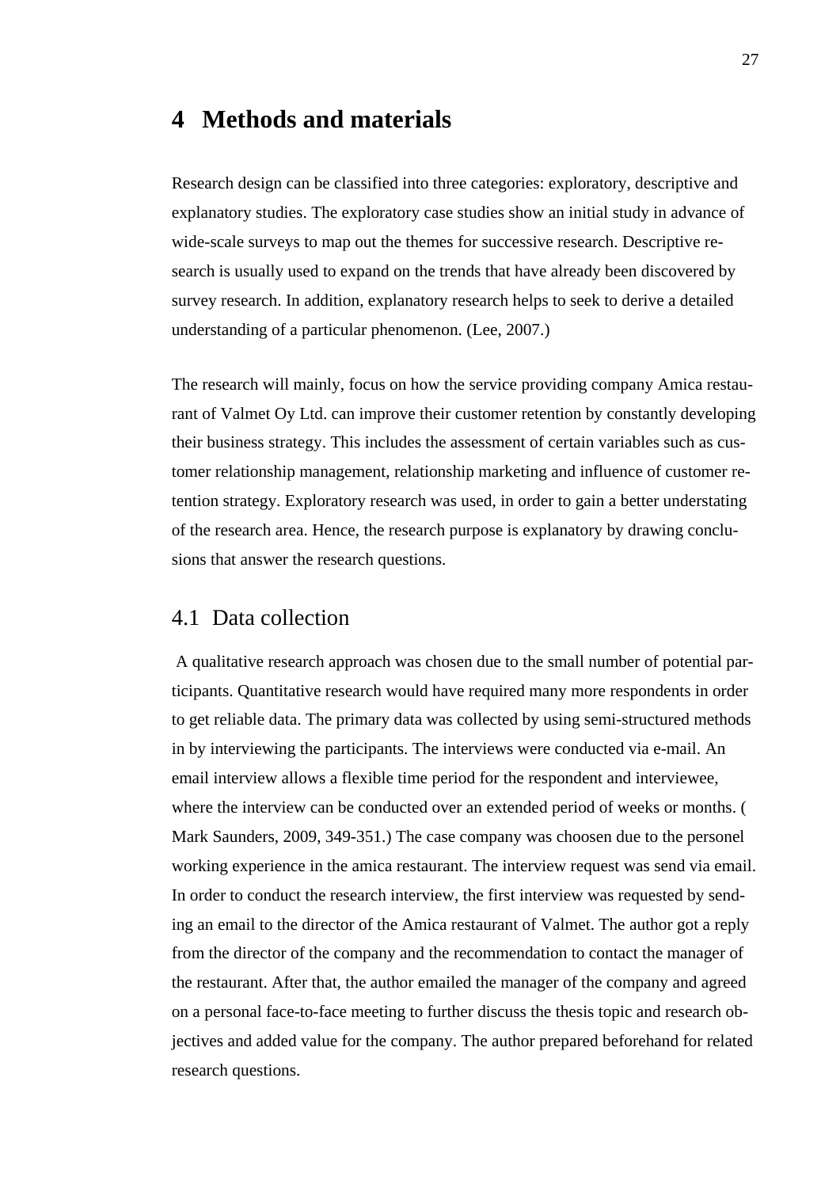# 4 Methods and materials

Research design can be classified into three categories: exploratory, descriptive and explanatory studies. The exploratory case studies show an initial study in advance of wide-scale surveys to map out the themes for successive research. Descriptive research is usually used to expand on the trends that have already been discovered by survey research. In addition, explanatory research helps to seek to derive a detailed understanding of a particular phenomenon. (Lee, 2007.)

The research will mainly, focus on how the service providing company Amica restaurant of Valmet Oy Ltd. can improve their customer retention by constantly developing their business strategy. This includes the assessment of certain variables such as customer relationship management, relationship marketing and influence of customer retention strategy. Exploratory research was used, in order to gain a better understating of the research area. Hence, the research purpose is explanatory by drawing conclusions that answer the research questions.

## 4.1 Data collection

A qualitative research approach was chosen due to the small number of potential participants. Quantitative research would have required many more respondents in order to get reliable data. The primary data was collected by using semi-structured methods in by interviewing the participants. The interviews were conducted via e-mail. An email interview allows a flexible time period for the respondent and interviewee, where the interview can be conducted over an extended period of weeks or months. ( Mark Saunders, 2009, 349-351.) The case company was choosen due to the personel working experience in the amica restaurant. The interview request was send via email. In order to conduct the research interview, the first interview was requested by sending an email to the director of the Amica restaurant of Valmet. The author got a reply from the director of the company and the recommendation to contact the manager of the restaurant. After that, the author emailed the manager of the company and agreed on a personal face-to-face meeting to further discuss the thesis topic and research objectives and added value for the company. The author prepared beforehand for related research questions.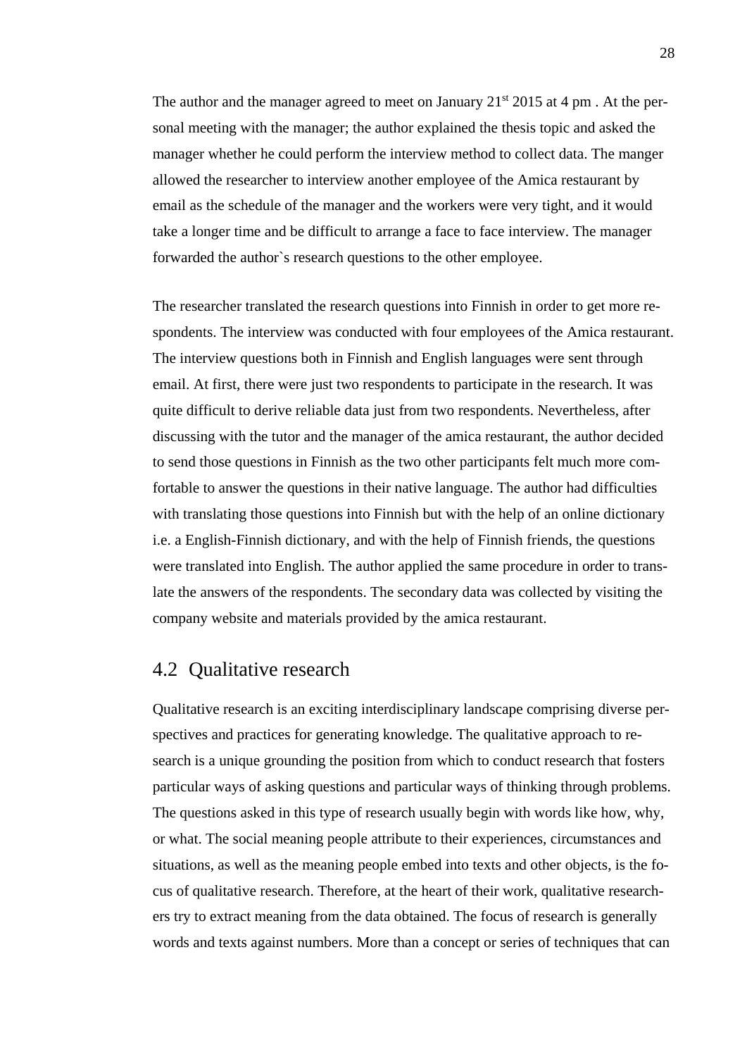The author and the manager agreed to meet on January 21st 2015 at 4 pm . At the personal meeting with the manager; the author explained the thesis topic and asked the manager whether he could perform the interview method to collect data. The manger allowed the researcher to interview another employee of the Amica restaurant by email as the schedule of the manager and the workers were very tight, and it would take a longer time and be difficult to arrange a face to face interview. The manager forwarded the author`s research questions to the other employee.

The researcher translated the research questions into Finnish in order to get more respondents. The interview was conducted with four employees of the Amica restaurant. The interview questions both in Finnish and English languages were sent through email. At first, there were just two respondents to participate in the research. It was quite difficult to derive reliable data just from two respondents. Nevertheless, after discussing with the tutor and the manager of the amica restaurant, the author decided to send those questions in Finnish as the two other participants felt much more comfortable to answer the questions in their native language. The author had difficulties with translating those questions into Finnish but with the help of an online dictionary i.e. a English-Finnish dictionary, and with the help of Finnish friends, the questions were translated into English. The author applied the same procedure in order to translate the answers of the respondents. The secondary data was collected by visiting the company website and materials provided by the amica restaurant.

## 4.2 Qualitative research

Qualitative research is an exciting interdisciplinary landscape comprising diverse perspectives and practices for generating knowledge. The qualitative approach to research is a unique grounding the position from which to conduct research that fosters particular ways of asking questions and particular ways of thinking through problems. The questions asked in this type of research usually begin with words like how, why, or what. The social meaning people attribute to their experiences, circumstances and situations, as well as the meaning people embed into texts and other objects, is the focus of qualitative research. Therefore, at the heart of their work, qualitative researchers try to extract meaning from the data obtained. The focus of research is generally words and texts against numbers. More than a concept or series of techniques that can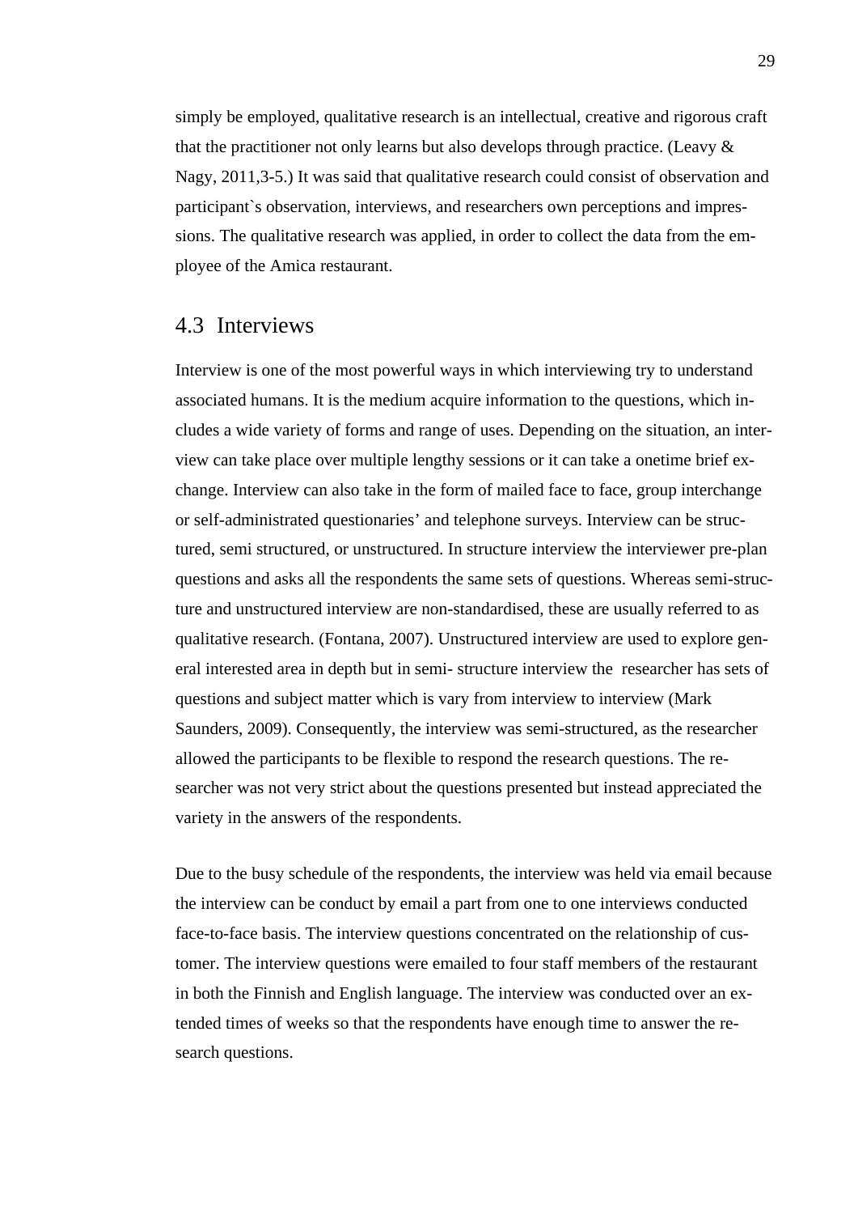simply be employed, qualitative research is an intellectual, creative and rigorous craft that the practitioner not only learns but also develops through practice. (Leavy & Nagy, 2011,3-5.) It was said that qualitative research could consist of observation and participant`s observation, interviews, and researchers own perceptions and impressions. The qualitative research was applied, in order to collect the data from the employee of the Amica restaurant.

## 4.3 Interviews

Interview is one of the most powerful ways in which interviewing try to understand associated humans. It is the medium acquire information to the questions, which includes a wide variety of forms and range of uses. Depending on the situation, an interview can take place over multiple lengthy sessions or it can take a onetime brief exchange. Interview can also take in the form of mailed face to face, group interchange or self-administrated questionaries' and telephone surveys. Interview can be structured, semi structured, or unstructured. In structure interview the interviewer pre-plan questions and asks all the respondents the same sets of questions. Whereas semi-structure and unstructured interview are non-standardised, these are usually referred to as qualitative research. (Fontana, 2007). Unstructured interview are used to explore general interested area in depth but in semi- structure interview the researcher has sets of questions and subject matter which is vary from interview to interview (Mark Saunders, 2009). Consequently, the interview was semi-structured, as the researcher allowed the participants to be flexible to respond the research questions. The researcher was not very strict about the questions presented but instead appreciated the variety in the answers of the respondents.

Due to the busy schedule of the respondents, the interview was held via email because the interview can be conduct by email a part from one to one interviews conducted face-to-face basis. The interview questions concentrated on the relationship of customer. The interview questions were emailed to four staff members of the restaurant in both the Finnish and English language. The interview was conducted over an extended times of weeks so that the respondents have enough time to answer the research questions.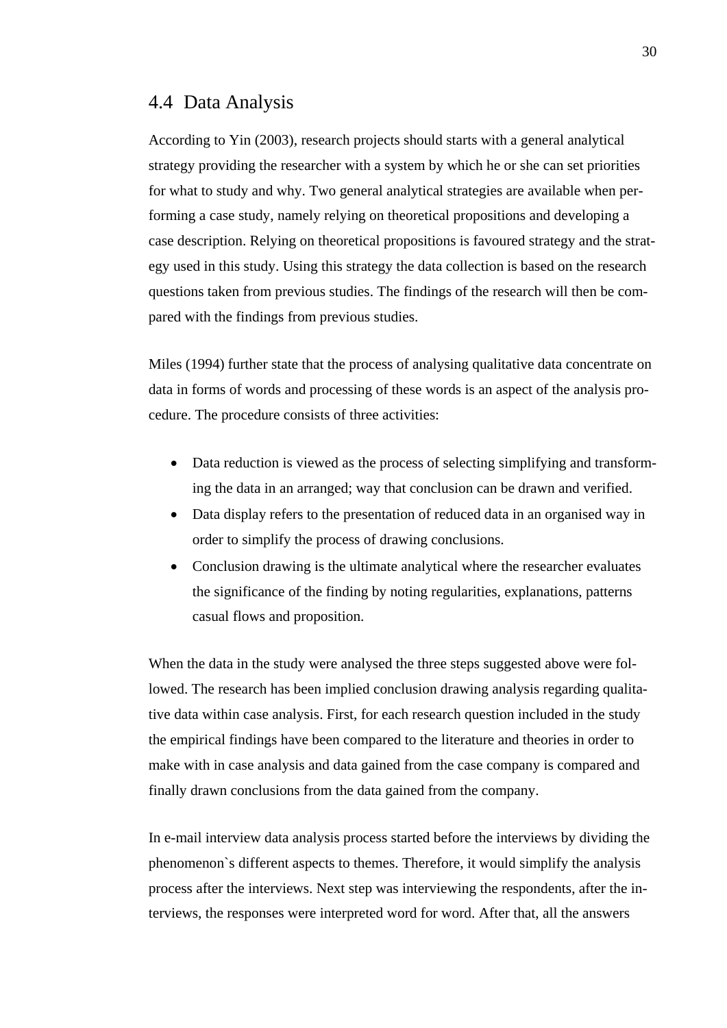## 4.4 Data Analysis

According to Yin (2003), research projects should starts with a general analytical strategy providing the researcher with a system by which he or she can set priorities for what to study and why. Two general analytical strategies are available when performing a case study, namely relying on theoretical propositions and developing a case description. Relying on theoretical propositions is favoured strategy and the strategy used in this study. Using this strategy the data collection is based on the research questions taken from previous studies. The findings of the research will then be compared with the findings from previous studies.

Miles (1994) further state that the process of analysing qualitative data concentrate on data in forms of words and processing of these words is an aspect of the analysis procedure. The procedure consists of three activities:

- Data reduction is viewed as the process of selecting simplifying and transforming the data in an arranged; way that conclusion can be drawn and verified.
- Data display refers to the presentation of reduced data in an organised way in order to simplify the process of drawing conclusions.
- Conclusion drawing is the ultimate analytical where the researcher evaluates the significance of the finding by noting regularities, explanations, patterns casual flows and proposition.

When the data in the study were analysed the three steps suggested above were followed. The research has been implied conclusion drawing analysis regarding qualitative data within case analysis. First, for each research question included in the study the empirical findings have been compared to the literature and theories in order to make with in case analysis and data gained from the case company is compared and finally drawn conclusions from the data gained from the company.

In e-mail interview data analysis process started before the interviews by dividing the phenomenon`s different aspects to themes. Therefore, it would simplify the analysis process after the interviews. Next step was interviewing the respondents, after the interviews, the responses were interpreted word for word. After that, all the answers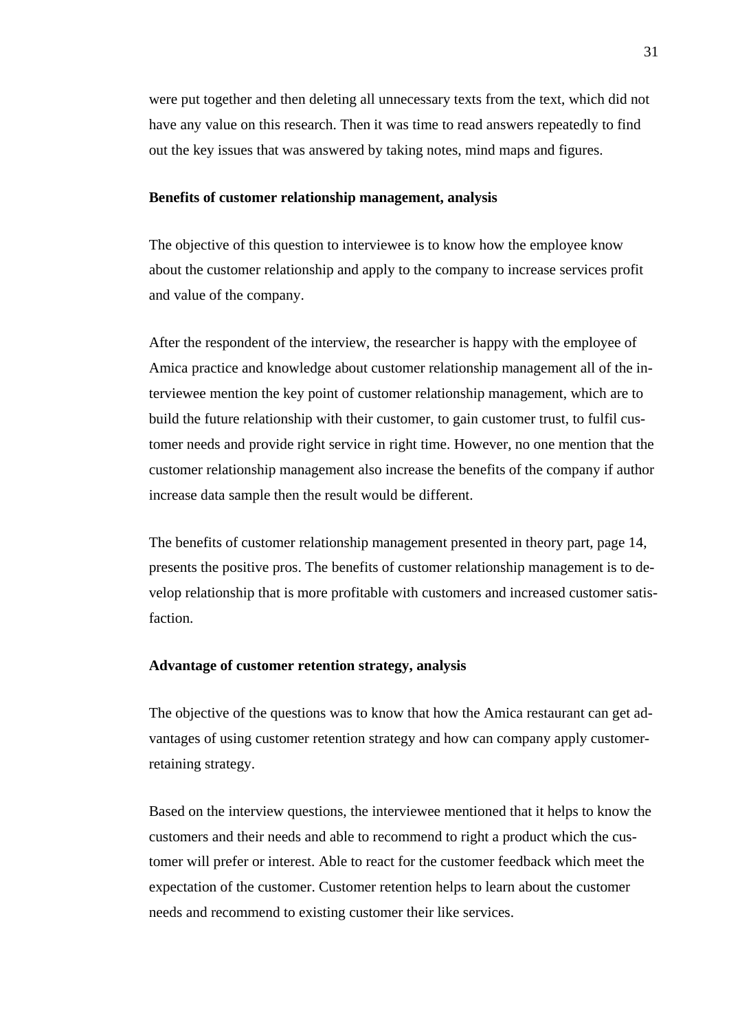were put together and then deleting all unnecessary texts from the text, which did not have any value on this research. Then it was time to read answers repeatedly to find out the key issues that was answered by taking notes, mind maps and figures.

**Benefits of customer relationship management, analysis**

The objective of this question to interviewee is to know how the employee know about the customer relationship and apply to the company to increase services profit and value of the company.

After the respondent of the interview, the researcher is happy with the employee of Amica practice and knowledge about customer relationship management all of the interviewee mention the key point of customer relationship management, which are to build the future relationship with their customer, to gain customer trust, to fulfil customer needs and provide right service in right time. However, no one mention that the customer relationship management also increase the benefits of the company if author increase data sample then the result would be different.

The benefits of customer relationship management presented in theory part, page 14, presents the positive pros. The benefits of customer relationship management is to develop relationship that is more profitable with customers and increased customer satisfaction.

**Advantage of customer retention strategy, analysis**

The objective of the questions was to know that how the Amica restaurant can get advantages of using customer retention strategy and how can company apply customer-retaining strategy.

Based on the interview questions, the interviewee mentioned that it helps to know the customers and their needs and able to recommend to right a product which the customer will prefer or interest. Able to react for the customer feedback which meet the expectation of the customer. Customer retention helps to learn about the customer needs and recommend to existing customer their like services.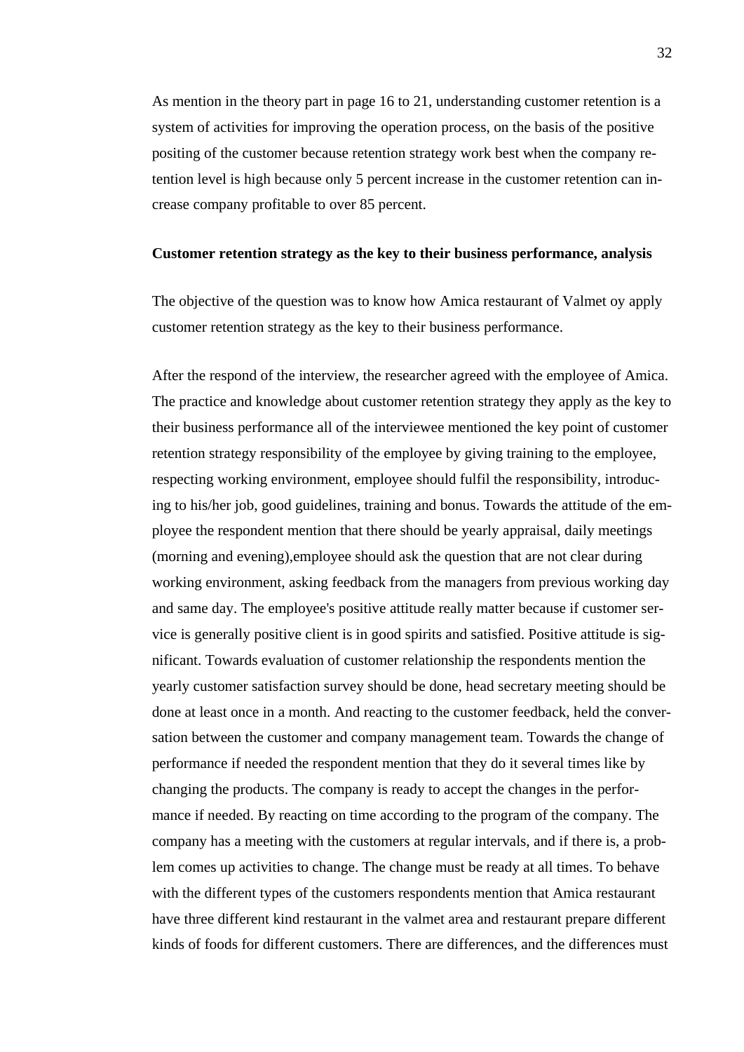As mention in the theory part in page 16 to 21, understanding customer retention is a system of activities for improving the operation process, on the basis of the positive positing of the customer because retention strategy work best when the company retention level is high because only 5 percent increase in the customer retention can increase company profitable to over 85 percent.

**Customer retention strategy as the key to their business performance, analysis**

The objective of the question was to know how Amica restaurant of Valmet oy apply customer retention strategy as the key to their business performance.

After the respond of the interview, the researcher agreed with the employee of Amica. The practice and knowledge about customer retention strategy they apply as the key to their business performance all of the interviewee mentioned the key point of customer retention strategy responsibility of the employee by giving training to the employee, respecting working environment, employee should fulfil the responsibility, introducing to his/her job, good guidelines, training and bonus. Towards the attitude of the employee the respondent mention that there should be yearly appraisal, daily meetings (morning and evening),employee should ask the question that are not clear during working environment, asking feedback from the managers from previous working day and same day. The employee's positive attitude really matter because if customer service is generally positive client is in good spirits and satisfied. Positive attitude is significant. Towards evaluation of customer relationship the respondents mention the yearly customer satisfaction survey should be done, head secretary meeting should be done at least once in a month. And reacting to the customer feedback, held the conversation between the customer and company management team. Towards the change of performance if needed the respondent mention that they do it several times like by changing the products. The company is ready to accept the changes in the performance if needed. By reacting on time according to the program of the company. The company has a meeting with the customers at regular intervals, and if there is, a problem comes up activities to change. The change must be ready at all times. To behave with the different types of the customers respondents mention that Amica restaurant have three different kind restaurant in the valmet area and restaurant prepare different kinds of foods for different customers. There are differences, and the differences must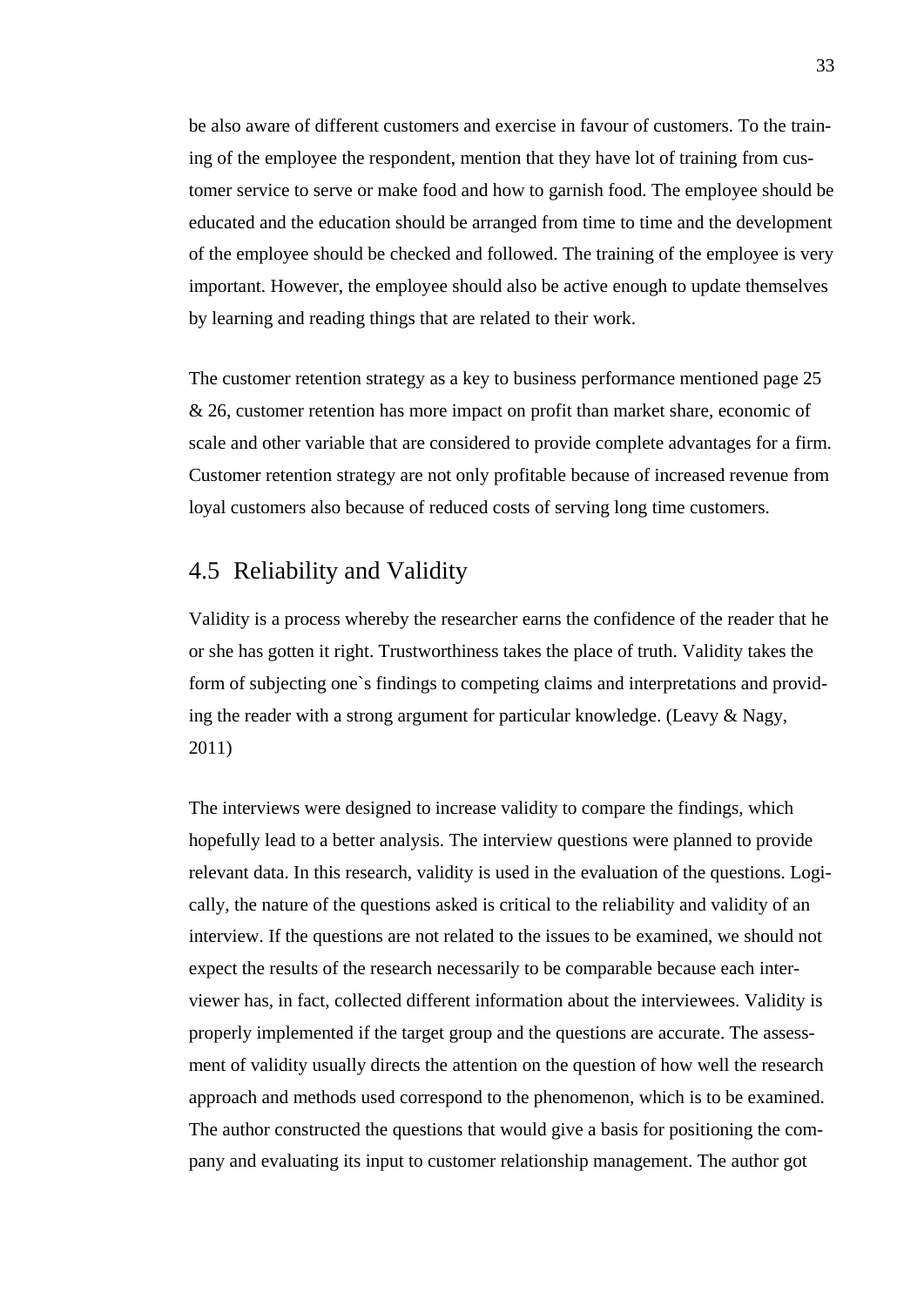be also aware of different customers and exercise in favour of customers. To the training of the employee the respondent, mention that they have lot of training from customer service to serve or make food and how to garnish food. The employee should be educated and the education should be arranged from time to time and the development of the employee should be checked and followed. The training of the employee is very important. However, the employee should also be active enough to update themselves by learning and reading things that are related to their work.

The customer retention strategy as a key to business performance mentioned page 25 & 26, customer retention has more impact on profit than market share, economic of scale and other variable that are considered to provide complete advantages for a firm. Customer retention strategy are not only profitable because of increased revenue from loyal customers also because of reduced costs of serving long time customers.

## 4.5 Reliability and Validity

Validity is a process whereby the researcher earns the confidence of the reader that he or she has gotten it right. Trustworthiness takes the place of truth. Validity takes the form of subjecting one`s findings to competing claims and interpretations and providing the reader with a strong argument for particular knowledge. (Leavy & Nagy, 2011)

The interviews were designed to increase validity to compare the findings, which hopefully lead to a better analysis. The interview questions were planned to provide relevant data. In this research, validity is used in the evaluation of the questions. Logically, the nature of the questions asked is critical to the reliability and validity of an interview. If the questions are not related to the issues to be examined, we should not expect the results of the research necessarily to be comparable because each interviewer has, in fact, collected different information about the interviewees. Validity is properly implemented if the target group and the questions are accurate. The assessment of validity usually directs the attention on the question of how well the research approach and methods used correspond to the phenomenon, which is to be examined. The author constructed the questions that would give a basis for positioning the company and evaluating its input to customer relationship management. The author got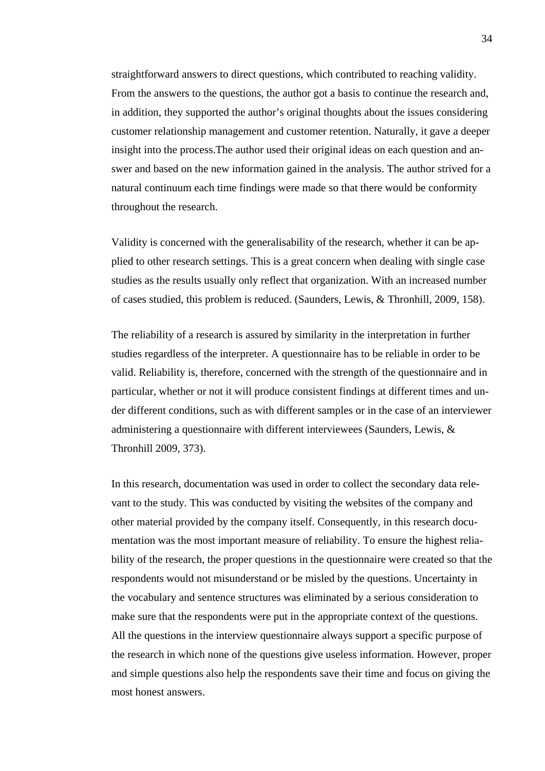straightforward answers to direct questions, which contributed to reaching validity. From the answers to the questions, the author got a basis to continue the research and, in addition, they supported the author's original thoughts about the issues considering customer relationship management and customer retention. Naturally, it gave a deeper insight into the process.The author used their original ideas on each question and answer and based on the new information gained in the analysis. The author strived for a natural continuum each time findings were made so that there would be conformity throughout the research.

Validity is concerned with the generalisability of the research, whether it can be applied to other research settings. This is a great concern when dealing with single case studies as the results usually only reflect that organization. With an increased number of cases studied, this problem is reduced. (Saunders, Lewis, & Thronhill, 2009, 158).

The reliability of a research is assured by similarity in the interpretation in further studies regardless of the interpreter. A questionnaire has to be reliable in order to be valid. Reliability is, therefore, concerned with the strength of the questionnaire and in particular, whether or not it will produce consistent findings at different times and under different conditions, such as with different samples or in the case of an interviewer administering a questionnaire with different interviewees (Saunders, Lewis, & Thronhill 2009, 373).

In this research, documentation was used in order to collect the secondary data relevant to the study. This was conducted by visiting the websites of the company and other material provided by the company itself. Consequently, in this research documentation was the most important measure of reliability. To ensure the highest reliability of the research, the proper questions in the questionnaire were created so that the respondents would not misunderstand or be misled by the questions. Uncertainty in the vocabulary and sentence structures was eliminated by a serious consideration to make sure that the respondents were put in the appropriate context of the questions. All the questions in the interview questionnaire always support a specific purpose of the research in which none of the questions give useless information. However, proper and simple questions also help the respondents save their time and focus on giving the most honest answers.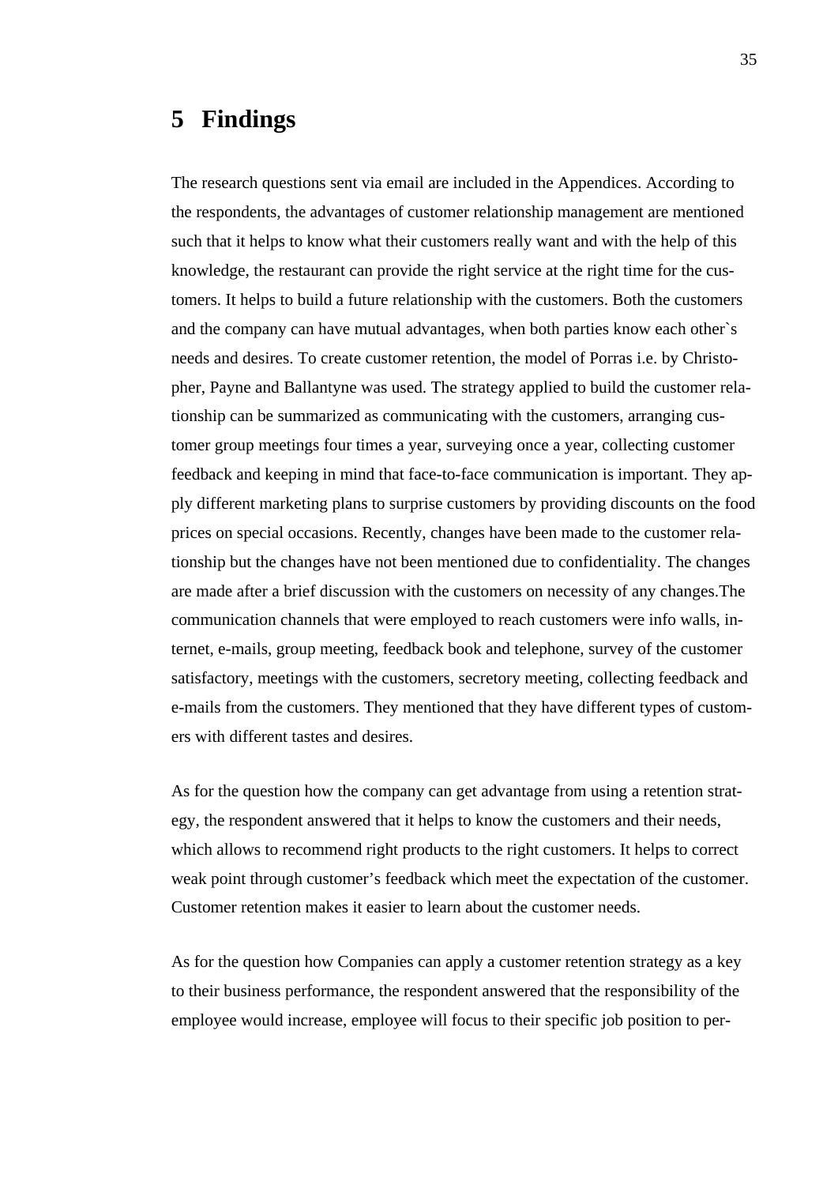# 5 Findings

The research questions sent via email are included in the Appendices. According to the respondents, the advantages of customer relationship management are mentioned such that it helps to know what their customers really want and with the help of this knowledge, the restaurant can provide the right service at the right time for the customers. It helps to build a future relationship with the customers. Both the customers and the company can have mutual advantages, when both parties know each other`s needs and desires. To create customer retention, the model of Porras i.e. by Christopher, Payne and Ballantyne was used. The strategy applied to build the customer relationship can be summarized as communicating with the customers, arranging customer group meetings four times a year, surveying once a year, collecting customer feedback and keeping in mind that face-to-face communication is important. They apply different marketing plans to surprise customers by providing discounts on the food prices on special occasions. Recently, changes have been made to the customer relationship but the changes have not been mentioned due to confidentiality. The changes are made after a brief discussion with the customers on necessity of any changes.The communication channels that were employed to reach customers were info walls, internet, e-mails, group meeting, feedback book and telephone, survey of the customer satisfactory, meetings with the customers, secretory meeting, collecting feedback and e-mails from the customers. They mentioned that they have different types of customers with different tastes and desires.

As for the question how the company can get advantage from using a retention strategy, the respondent answered that it helps to know the customers and their needs, which allows to recommend right products to the right customers. It helps to correct weak point through customer's feedback which meet the expectation of the customer. Customer retention makes it easier to learn about the customer needs.

As for the question how Companies can apply a customer retention strategy as a key to their business performance, the respondent answered that the responsibility of the employee would increase, employee will focus to their specific job position to per-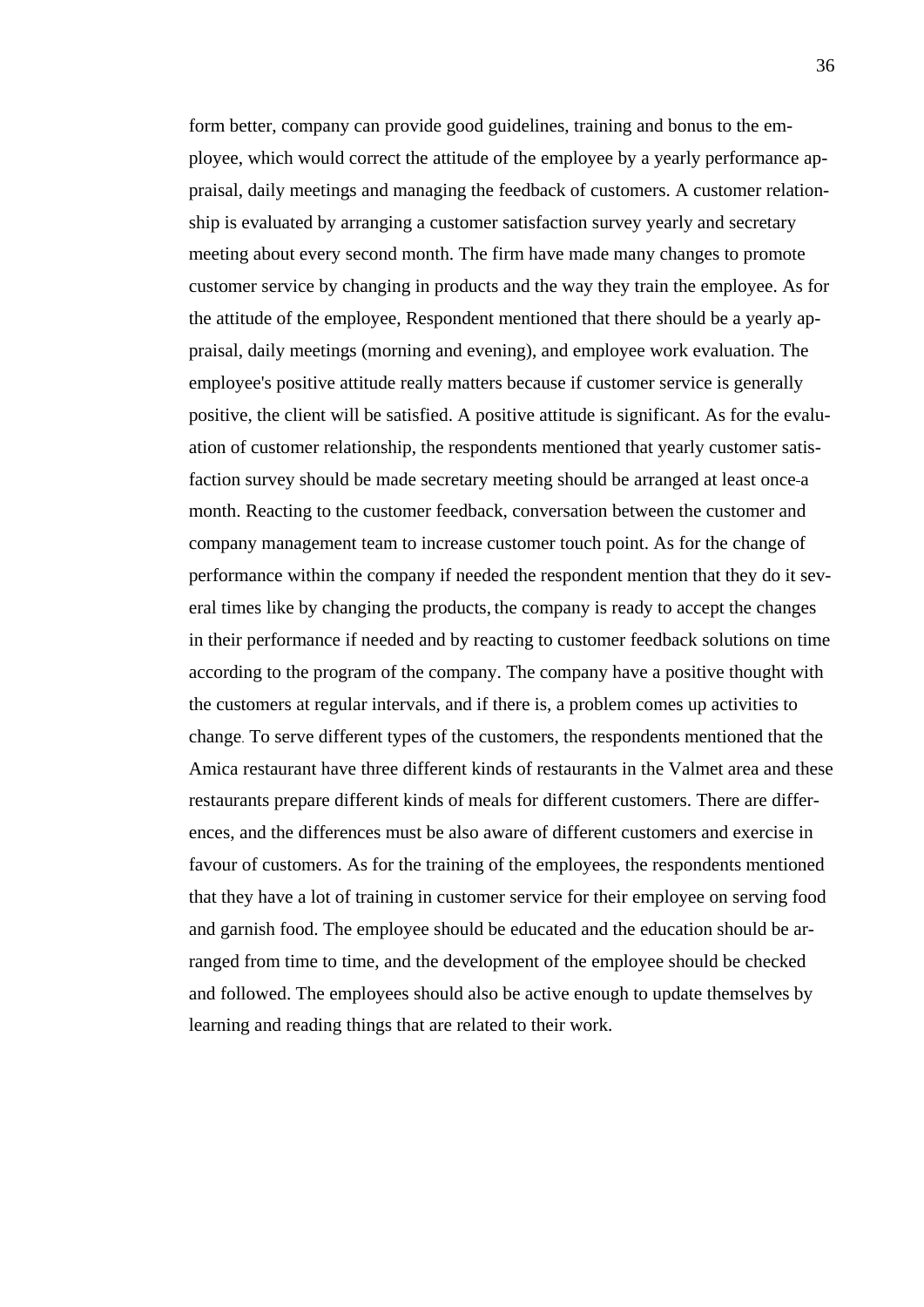form better, company can provide good guidelines, training and bonus to the employee, which would correct the attitude of the employee by a yearly performance appraisal, daily meetings and managing the feedback of customers. A customer relationship is evaluated by arranging a customer satisfaction survey yearly and secretary meeting about every second month. The firm have made many changes to promote customer service by changing in products and the way they train the employee. As for the attitude of the employee, Respondent mentioned that there should be a yearly appraisal, daily meetings (morning and evening), and employee work evaluation. The employee's positive attitude really matters because if customer service is generally positive, the client will be satisfied. A positive attitude is significant. As for the evaluation of customer relationship, the respondents mentioned that yearly customer satisfaction survey should be made secretary meeting should be arranged at least once a month. Reacting to the customer feedback, conversation between the customer and company management team to increase customer touch point. As for the change of performance within the company if needed the respondent mention that they do it several times like by changing the products, the company is ready to accept the changes in their performance if needed and by reacting to customer feedback solutions on time according to the program of the company. The company have a positive thought with the customers at regular intervals, and if there is, a problem comes up activities to change. To serve different types of the customers, the respondents mentioned that the Amica restaurant have three different kinds of restaurants in the Valmet area and these restaurants prepare different kinds of meals for different customers. There are differences, and the differences must be also aware of different customers and exercise in favour of customers. As for the training of the employees, the respondents mentioned that they have a lot of training in customer service for their employee on serving food and garnish food. The employee should be educated and the education should be arranged from time to time, and the development of the employee should be checked and followed. The employees should also be active enough to update themselves by learning and reading things that are related to their work.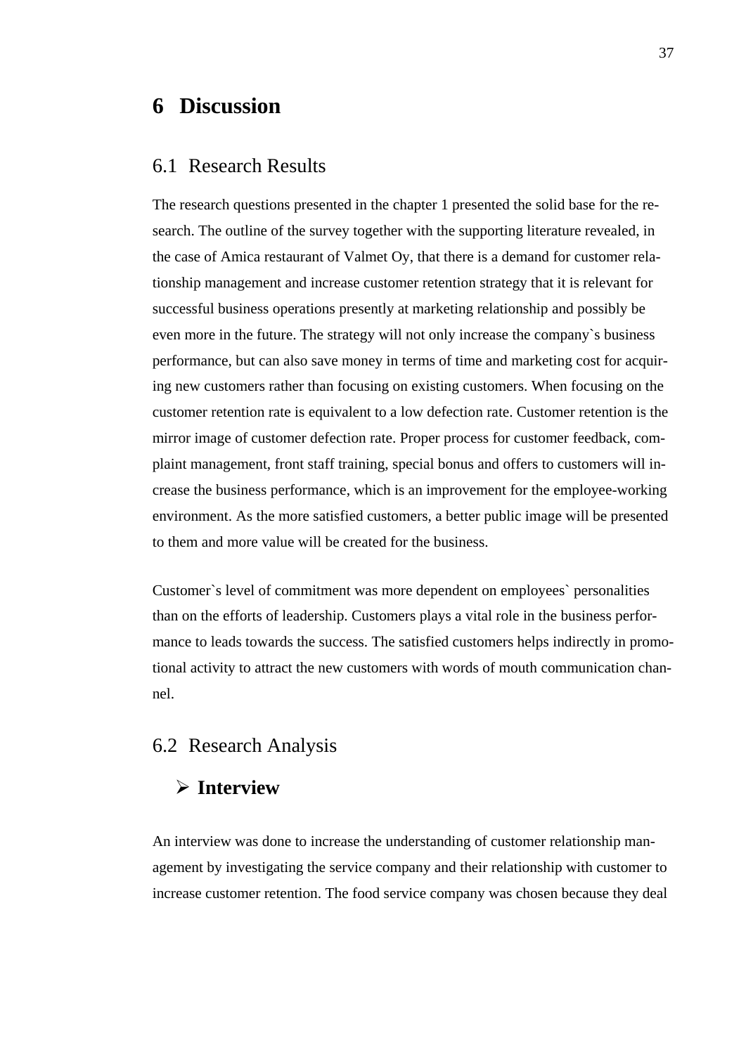# 6 Discussion

## 6.1 Research Results

The research questions presented in the chapter 1 presented the solid base for the research. The outline of the survey together with the supporting literature revealed, in the case of Amica restaurant of Valmet Oy, that there is a demand for customer relationship management and increase customer retention strategy that it is relevant for successful business operations presently at marketing relationship and possibly be even more in the future. The strategy will not only increase the company`s business performance, but can also save money in terms of time and marketing cost for acquiring new customers rather than focusing on existing customers. When focusing on the customer retention rate is equivalent to a low defection rate. Customer retention is the mirror image of customer defection rate. Proper process for customer feedback, complaint management, front staff training, special bonus and offers to customers will increase the business performance, which is an improvement for the employee-working environment. As the more satisfied customers, a better public image will be presented to them and more value will be created for the business.

Customer`s level of commitment was more dependent on employees` personalities than on the efforts of leadership. Customers plays a vital role in the business performance to leads towards the success. The satisfied customers helps indirectly in promotional activity to attract the new customers with words of mouth communication channel.

## 6.2 Research Analysis

- **Interview**

An interview was done to increase the understanding of customer relationship management by investigating the service company and their relationship with customer to increase customer retention. The food service company was chosen because they deal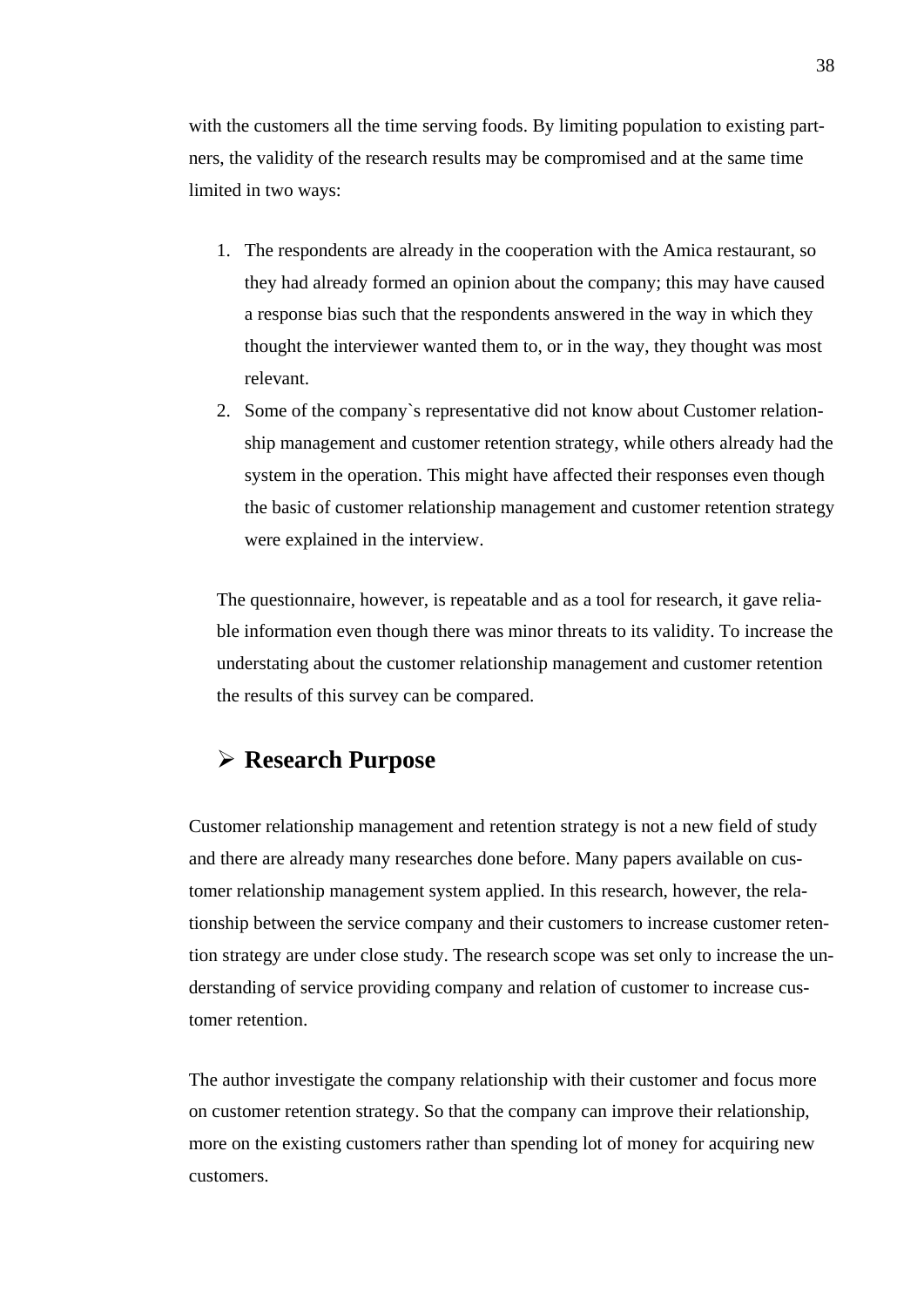with the customers all the time serving foods. By limiting population to existing partners, the validity of the research results may be compromised and at the same time limited in two ways:

1. The respondents are already in the cooperation with the Amica restaurant, so they had already formed an opinion about the company; this may have caused a response bias such that the respondents answered in the way in which they thought the interviewer wanted them to, or in the way, they thought was most relevant.
2. Some of the company`s representative did not know about Customer relationship management and customer retention strategy, while others already had the system in the operation. This might have affected their responses even though the basic of customer relationship management and customer retention strategy were explained in the interview.

The questionnaire, however, is repeatable and as a tool for research, it gave reliable information even though there was minor threats to its validity. To increase the understating about the customer relationship management and customer retention the results of this survey can be compared.

## Research Purpose

Customer relationship management and retention strategy is not a new field of study and there are already many researches done before. Many papers available on customer relationship management system applied. In this research, however, the relationship between the service company and their customers to increase customer retention strategy are under close study. The research scope was set only to increase the understanding of service providing company and relation of customer to increase customer retention.

The author investigate the company relationship with their customer and focus more on customer retention strategy. So that the company can improve their relationship, more on the existing customers rather than spending lot of money for acquiring new customers.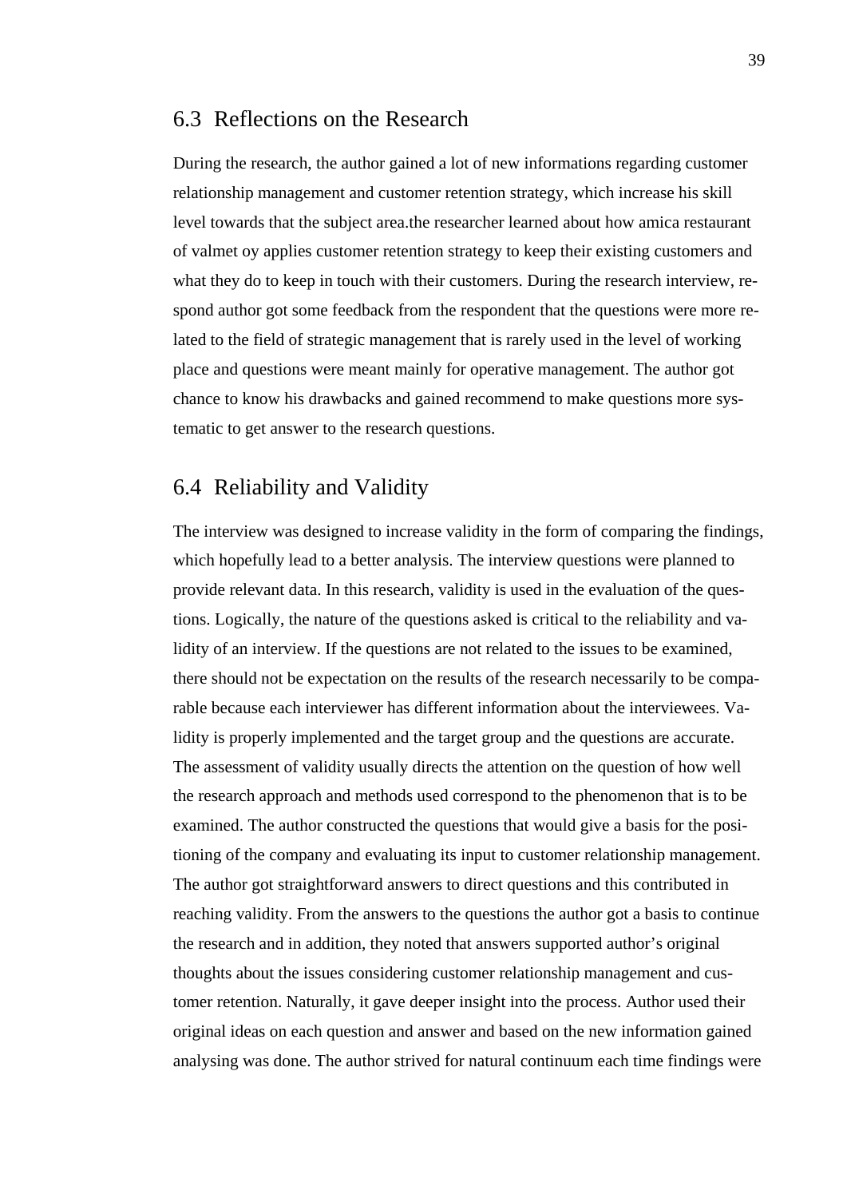## 6.3 Reflections on the Research

During the research, the author gained a lot of new informations regarding customer relationship management and customer retention strategy, which increase his skill level towards that the subject area.the researcher learned about how amica restaurant of valmet oy applies customer retention strategy to keep their existing customers and what they do to keep in touch with their customers. During the research interview, respond author got some feedback from the respondent that the questions were more related to the field of strategic management that is rarely used in the level of working place and questions were meant mainly for operative management. The author got chance to know his drawbacks and gained recommend to make questions more systematic to get answer to the research questions.

## 6.4 Reliability and Validity

The interview was designed to increase validity in the form of comparing the findings, which hopefully lead to a better analysis. The interview questions were planned to provide relevant data. In this research, validity is used in the evaluation of the questions. Logically, the nature of the questions asked is critical to the reliability and validity of an interview. If the questions are not related to the issues to be examined, there should not be expectation on the results of the research necessarily to be comparable because each interviewer has different information about the interviewees. Validity is properly implemented and the target group and the questions are accurate. The assessment of validity usually directs the attention on the question of how well the research approach and methods used correspond to the phenomenon that is to be examined. The author constructed the questions that would give a basis for the positioning of the company and evaluating its input to customer relationship management. The author got straightforward answers to direct questions and this contributed in reaching validity. From the answers to the questions the author got a basis to continue the research and in addition, they noted that answers supported author's original thoughts about the issues considering customer relationship management and customer retention. Naturally, it gave deeper insight into the process. Author used their original ideas on each question and answer and based on the new information gained analysing was done. The author strived for natural continuum each time findings were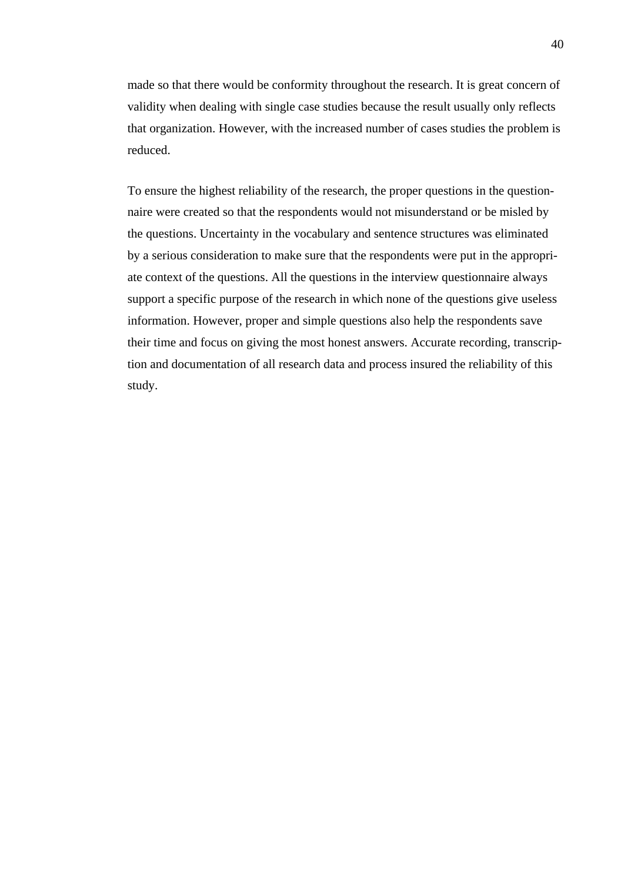made so that there would be conformity throughout the research. It is great concern of validity when dealing with single case studies because the result usually only reflects that organization. However, with the increased number of cases studies the problem is reduced.

To ensure the highest reliability of the research, the proper questions in the questionnaire were created so that the respondents would not misunderstand or be misled by the questions. Uncertainty in the vocabulary and sentence structures was eliminated by a serious consideration to make sure that the respondents were put in the appropriate context of the questions. All the questions in the interview questionnaire always support a specific purpose of the research in which none of the questions give useless information. However, proper and simple questions also help the respondents save their time and focus on giving the most honest answers. Accurate recording, transcription and documentation of all research data and process insured the reliability of this study.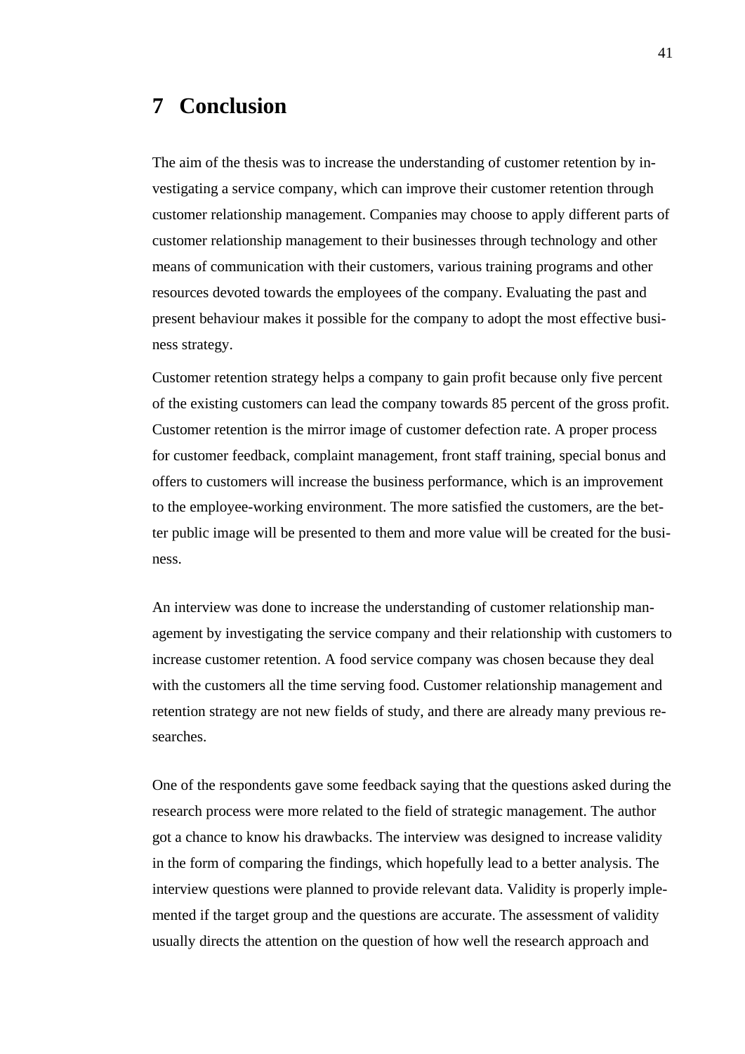# 7 Conclusion

The aim of the thesis was to increase the understanding of customer retention by investigating a service company, which can improve their customer retention through customer relationship management. Companies may choose to apply different parts of customer relationship management to their businesses through technology and other means of communication with their customers, various training programs and other resources devoted towards the employees of the company. Evaluating the past and present behaviour makes it possible for the company to adopt the most effective business strategy.

Customer retention strategy helps a company to gain profit because only five percent of the existing customers can lead the company towards 85 percent of the gross profit. Customer retention is the mirror image of customer defection rate. A proper process for customer feedback, complaint management, front staff training, special bonus and offers to customers will increase the business performance, which is an improvement to the employee-working environment. The more satisfied the customers, are the better public image will be presented to them and more value will be created for the business.

An interview was done to increase the understanding of customer relationship management by investigating the service company and their relationship with customers to increase customer retention. A food service company was chosen because they deal with the customers all the time serving food. Customer relationship management and retention strategy are not new fields of study, and there are already many previous researches.

One of the respondents gave some feedback saying that the questions asked during the research process were more related to the field of strategic management. The author got a chance to know his drawbacks. The interview was designed to increase validity in the form of comparing the findings, which hopefully lead to a better analysis. The interview questions were planned to provide relevant data. Validity is properly implemented if the target group and the questions are accurate. The assessment of validity usually directs the attention on the question of how well the research approach and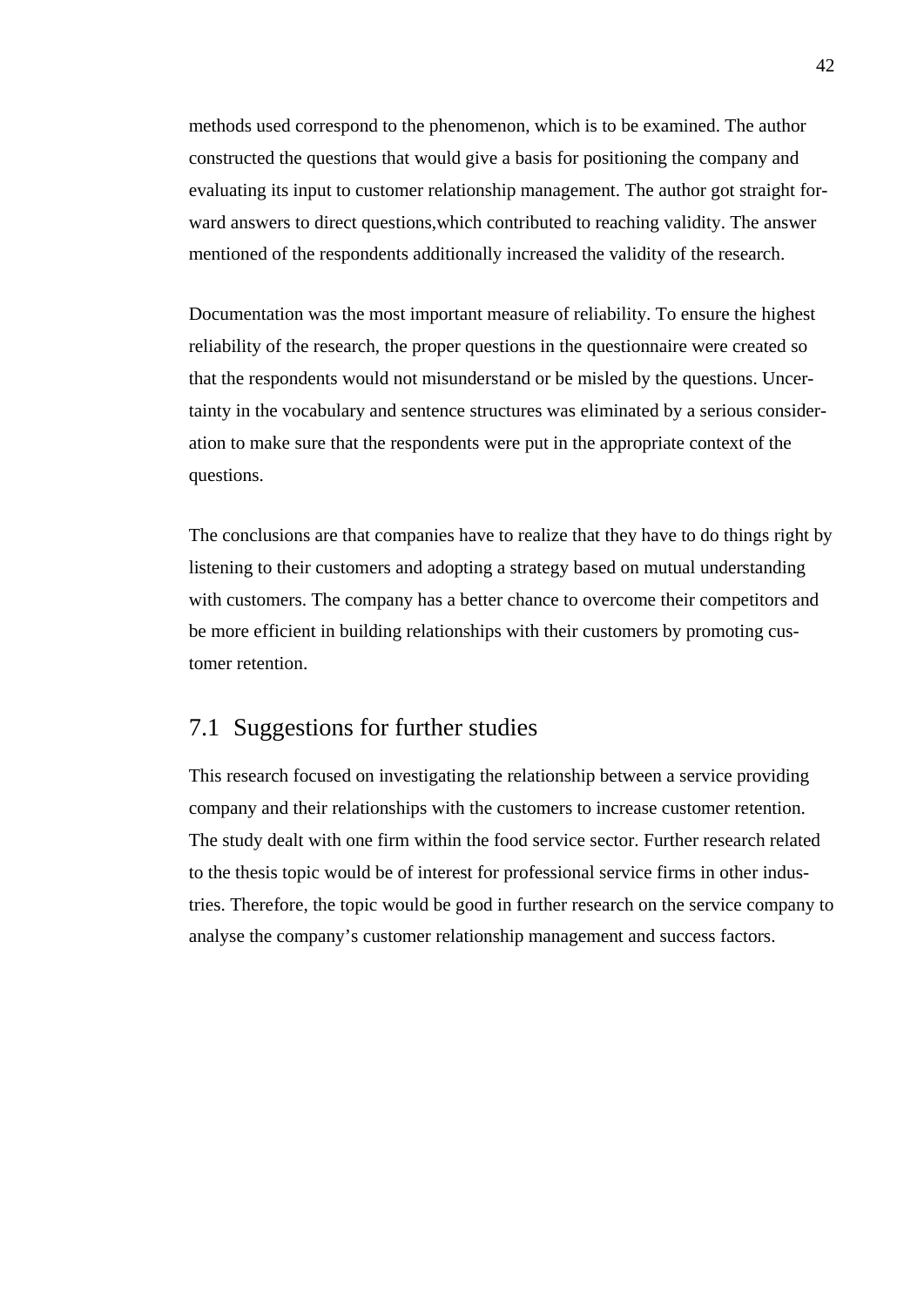methods used correspond to the phenomenon, which is to be examined. The author constructed the questions that would give a basis for positioning the company and evaluating its input to customer relationship management. The author got straight forward answers to direct questions,which contributed to reaching validity. The answer mentioned of the respondents additionally increased the validity of the research.

Documentation was the most important measure of reliability. To ensure the highest reliability of the research, the proper questions in the questionnaire were created so that the respondents would not misunderstand or be misled by the questions. Uncertainty in the vocabulary and sentence structures was eliminated by a serious consideration to make sure that the respondents were put in the appropriate context of the questions.

The conclusions are that companies have to realize that they have to do things right by listening to their customers and adopting a strategy based on mutual understanding with customers. The company has a better chance to overcome their competitors and be more efficient in building relationships with their customers by promoting customer retention.

## 7.1 Suggestions for further studies

This research focused on investigating the relationship between a service providing company and their relationships with the customers to increase customer retention. The study dealt with one firm within the food service sector. Further research related to the thesis topic would be of interest for professional service firms in other industries. Therefore, the topic would be good in further research on the service company to analyse the company's customer relationship management and success factors.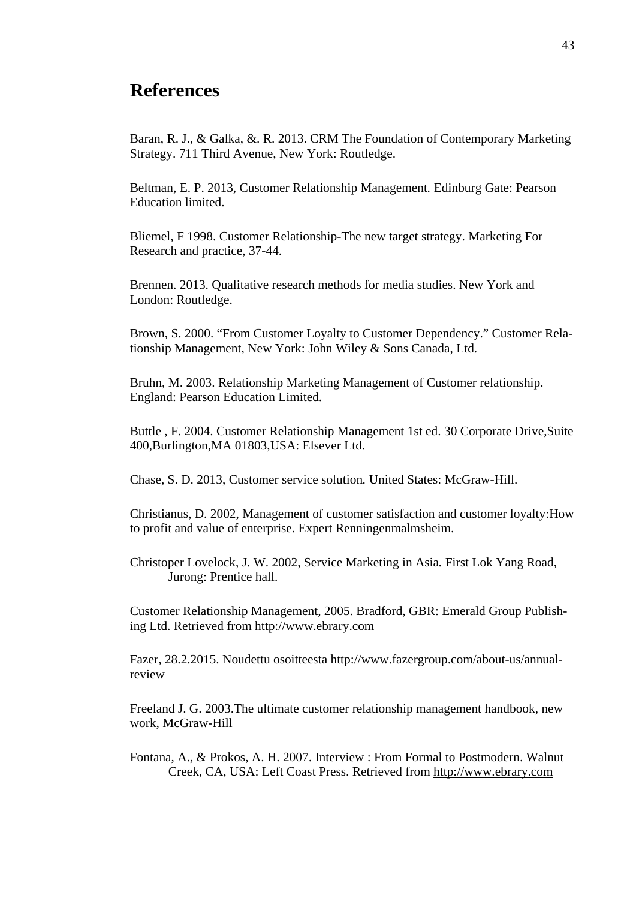# References

Baran, R. J., & Galka, &. R. 2013. CRM The Foundation of Contemporary Marketing Strategy. 711 Third Avenue, New York: Routledge.

Beltman, E. P. 2013, Customer Relationship Management. Edinburg Gate: Pearson Education limited.

Bliemel, F 1998. Customer Relationship-The new target strategy. Marketing For Research and practice, 37-44.

Brennen. 2013. Qualitative research methods for media studies. New York and London: Routledge.

Brown, S. 2000. “From Customer Loyalty to Customer Dependency.” Customer Relationship Management, New York: John Wiley & Sons Canada, Ltd.

Bruhn, M. 2003. Relationship Marketing Management of Customer relationship. England: Pearson Education Limited.

Buttle , F. 2004. Customer Relationship Management 1st ed. 30 Corporate Drive,Suite 400,Burlington,MA 01803,USA: Elsever Ltd.

Chase, S. D. 2013, Customer service solution. United States: McGraw-Hill.

Christianus, D. 2002, Management of customer satisfaction and customer loyalty:How to profit and value of enterprise. Expert Renningenmalmsheim.

Christoper Lovelock, J. W. 2002, Service Marketing in Asia. First Lok Yang Road, Jurong: Prentice hall.

Customer Relationship Management, 2005. Bradford, GBR: Emerald Group Publishing Ltd. Retrieved from http://www.ebrary.com

Fazer, 28.2.2015. Noudettu osoitteesta http://www.fazergroup.com/about-us/annual-review

Freeland J. G. 2003.The ultimate customer relationship management handbook, new work, McGraw-Hill

Fontana, A., & Prokos, A. H. 2007. Interview : From Formal to Postmodern. Walnut Creek, CA, USA: Left Coast Press. Retrieved from http://www.ebrary.com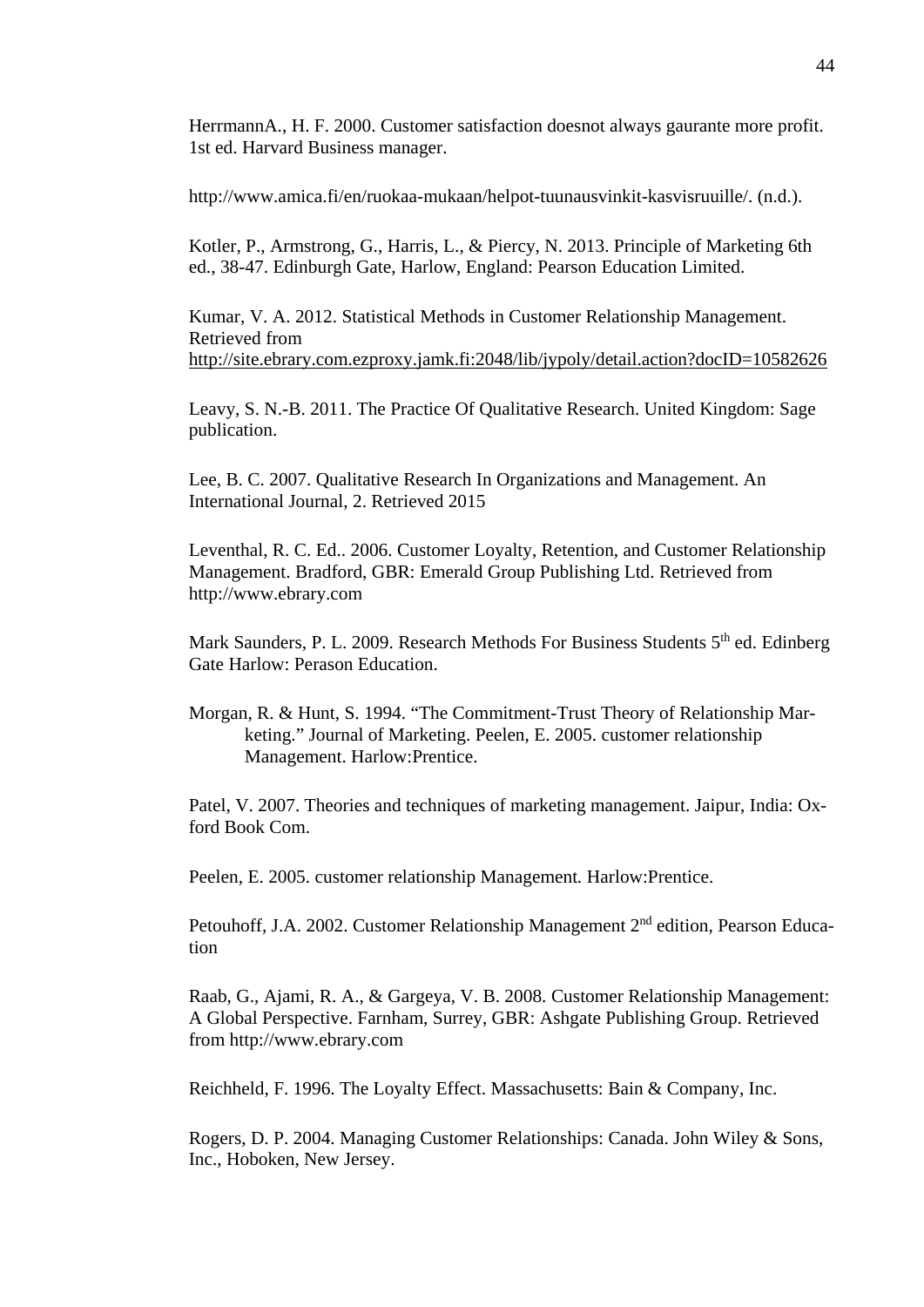HerrmannA., H. F. 2000. Customer satisfaction doesnot always gaurante more profit. 1st ed. Harvard Business manager.

http://www.amica.fi/en/ruokaa-mukaan/helpot-tuunausvinkit-kasvisruuille/. (n.d.).

Kotler, P., Armstrong, G., Harris, L., & Piercy, N. 2013. Principle of Marketing 6th ed., 38-47. Edinburgh Gate, Harlow, England: Pearson Education Limited.

Kumar, V. A. 2012. Statistical Methods in Customer Relationship Management. Retrieved from http://site.ebrary.com.ezproxy.jamk.fi:2048/lib/jypoly/detail.action?docID=10582626

Leavy, S. N.-B. 2011. The Practice Of Qualitative Research. United Kingdom: Sage publication.

Lee, B. C. 2007. Qualitative Research In Organizations and Management. An International Journal, 2. Retrieved 2015

Leventhal, R. C. Ed.. 2006. Customer Loyalty, Retention, and Customer Relationship Management. Bradford, GBR: Emerald Group Publishing Ltd. Retrieved from http://www.ebrary.com

Mark Saunders, P. L. 2009. Research Methods For Business Students 5th ed. Edinberg Gate Harlow: Perason Education.

Morgan, R. & Hunt, S. 1994. "The Commitment-Trust Theory of Relationship Marketing." Journal of Marketing. Peelen, E. 2005. customer relationship Management. Harlow:Prentice.

Patel, V. 2007. Theories and techniques of marketing management. Jaipur, India: Oxford Book Com.

Peelen, E. 2005. customer relationship Management. Harlow:Prentice.

Petouhoff, J.A. 2002. Customer Relationship Management 2nd edition, Pearson Education

Raab, G., Ajami, R. A., & Gargeya, V. B. 2008. Customer Relationship Management: A Global Perspective. Farnham, Surrey, GBR: Ashgate Publishing Group. Retrieved from http://www.ebrary.com

Reichheld, F. 1996. The Loyalty Effect. Massachusetts: Bain & Company, Inc.

Rogers, D. P. 2004. Managing Customer Relationships: Canada. John Wiley & Sons, Inc., Hoboken, New Jersey.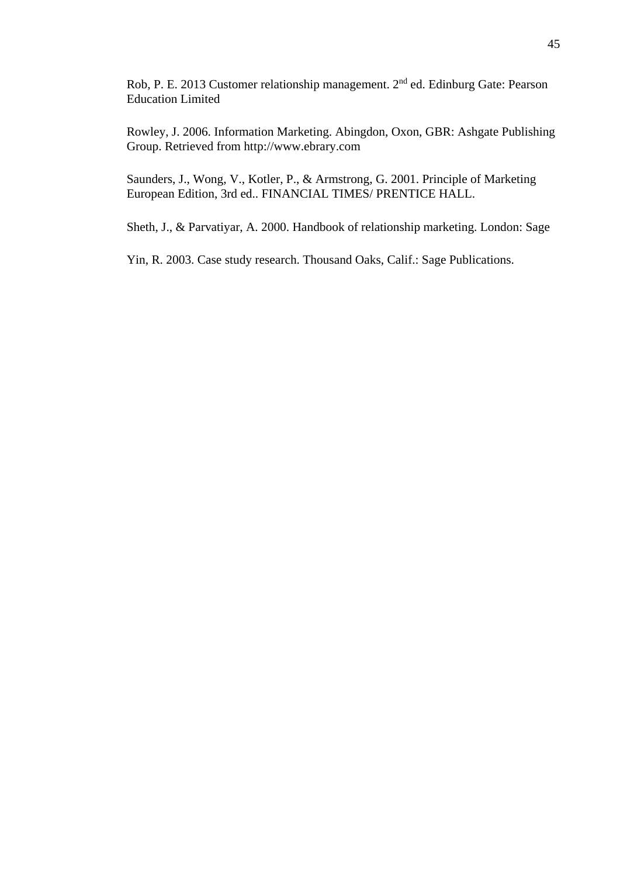Rob, P. E. 2013 Customer relationship management. 2nd ed. Edinburg Gate: Pearson Education Limited

Rowley, J. 2006. Information Marketing. Abingdon, Oxon, GBR: Ashgate Publishing Group. Retrieved from http://www.ebrary.com

Saunders, J., Wong, V., Kotler, P., & Armstrong, G. 2001. Principle of Marketing European Edition, 3rd ed.. FINANCIAL TIMES/ PRENTICE HALL.

Sheth, J., & Parvatiyar, A. 2000. Handbook of relationship marketing. London: Sage

Yin, R. 2003. Case study research. Thousand Oaks, Calif.: Sage Publications.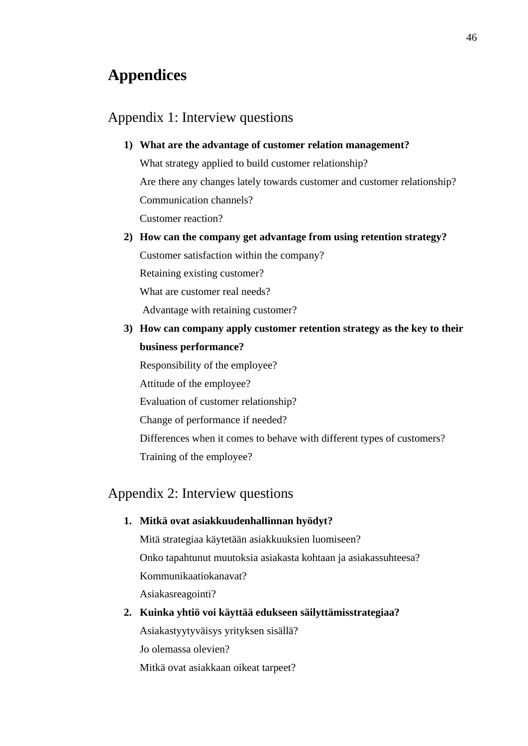# Appendices

## Appendix 1: Interview questions

1) **What are the advantage of customer relation management?**
   What strategy applied to build customer relationship?
   Are there any changes lately towards customer and customer relationship?
   Communication channels?
   Customer reaction?
2) **How can the company get advantage from using retention strategy?**
   Customer satisfaction within the company?
   Retaining existing customer?
   What are customer real needs?
   Advantage with retaining customer?
3) **How can company apply customer retention strategy as the key to their business performance?**
   Responsibility of the employee?
   Attitude of the employee?
   Evaluation of customer relationship?
   Change of performance if needed?
   Differences when it comes to behave with different types of customers?
   Training of the employee?

## Appendix 2: Interview questions

1. **Mitkä ovat asiakkuudenhallinnan hyödyt?**
   Mitä strategiaa käytetään asiakkuuksien luomiseen?
   Onko tapahtunut muutoksia asiakasta kohtaan ja asiakassuhteesa?
   Kommunikaatiokanavat?
   Asiakasreagointi?
2. **Kuinka yhtiö voi käyttää edukseen säilyttämisstrategiaa?**
   Asiakastyytyväisys yrityksen sisällä?
   Jo olemassa olevien?
   Mitkä ovat asiakkaan oikeat tarpeet?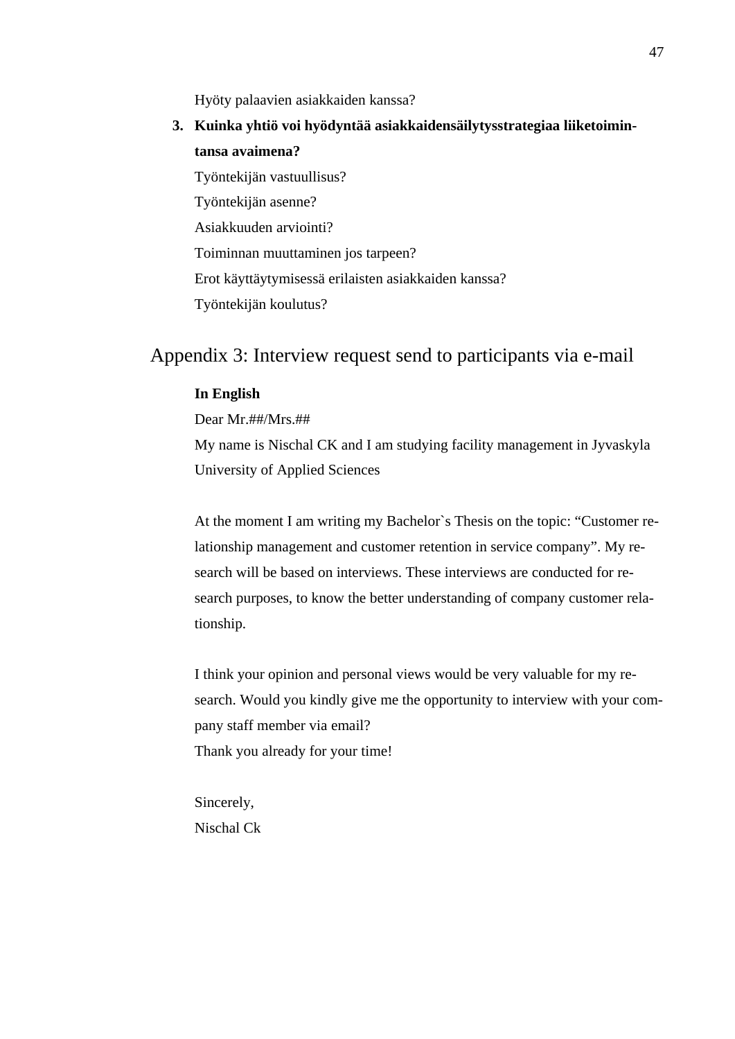Hyöty palaavien asiakkaiden kanssa?

3. **Kuinka yhtiö voi hyödyntää asiakkaidensäilytysstrategiaa liiketoimintansa avaimena?**

   Työntekijän vastuullisus?

   Työntekijän asenne?

   Asiakkuuden arviointi?

   Toiminnan muuttaminen jos tarpeen?

   Erot käyttäytymisessä erilaisten asiakkaiden kanssa?

   Työntekijän koulutus?

## Appendix 3: Interview request send to participants via e-mail

**In English**

Dear Mr.##/Mrs.##

My name is Nischal CK and I am studying facility management in Jyvaskyla University of Applied Sciences

At the moment I am writing my Bachelor`s Thesis on the topic: “Customer relationship management and customer retention in service company”. My research will be based on interviews. These interviews are conducted for research purposes, to know the better understanding of company customer relationship.

I think your opinion and personal views would be very valuable for my research. Would you kindly give me the opportunity to interview with your company staff member via email?

Thank you already for your time!

Sincerely,

Nischal Ck